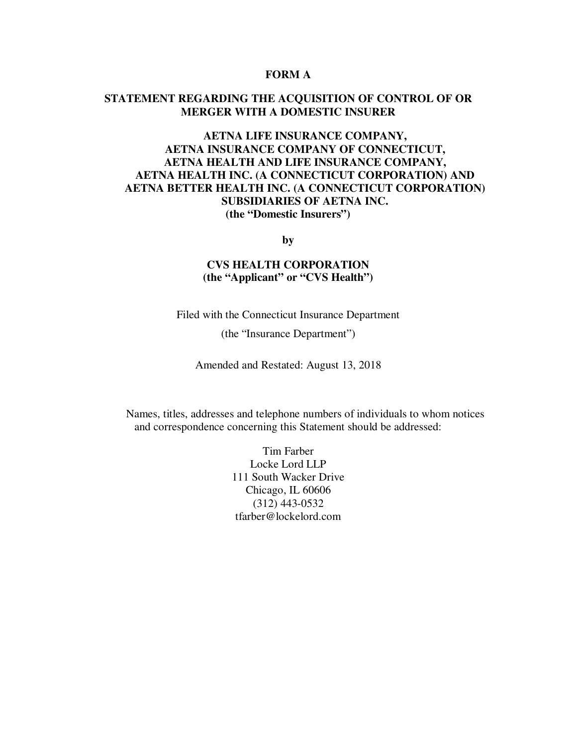# FORM A

## STATEMENT REGARDING THE ACQUISITION OF CONTROL OF OR MERGER WITH A DOMESTIC INSURER

**AETNA LIFE INSURANCE COMPANY,**
**AETNA INSURANCE COMPANY OF CONNECTICUT,**
**AETNA HEALTH AND LIFE INSURANCE COMPANY,**
**AETNA HEALTH INC. (A CONNECTICUT CORPORATION) AND**
**AETNA BETTER HEALTH INC. (A CONNECTICUT CORPORATION)**
**SUBSIDIARIES OF AETNA INC.**
**(the "Domestic Insurers")**

**by**

**CVS HEALTH CORPORATION**
**(the "Applicant" or "CVS Health")**

Filed with the Connecticut Insurance Department

(the "Insurance Department")

Amended and Restated: August 13, 2018

Names, titles, addresses and telephone numbers of individuals to whom notices and correspondence concerning this Statement should be addressed:

Tim Farber
Locke Lord LLP
111 South Wacker Drive
Chicago, IL 60606
(312) 443-0532
tfarber@lockelord.com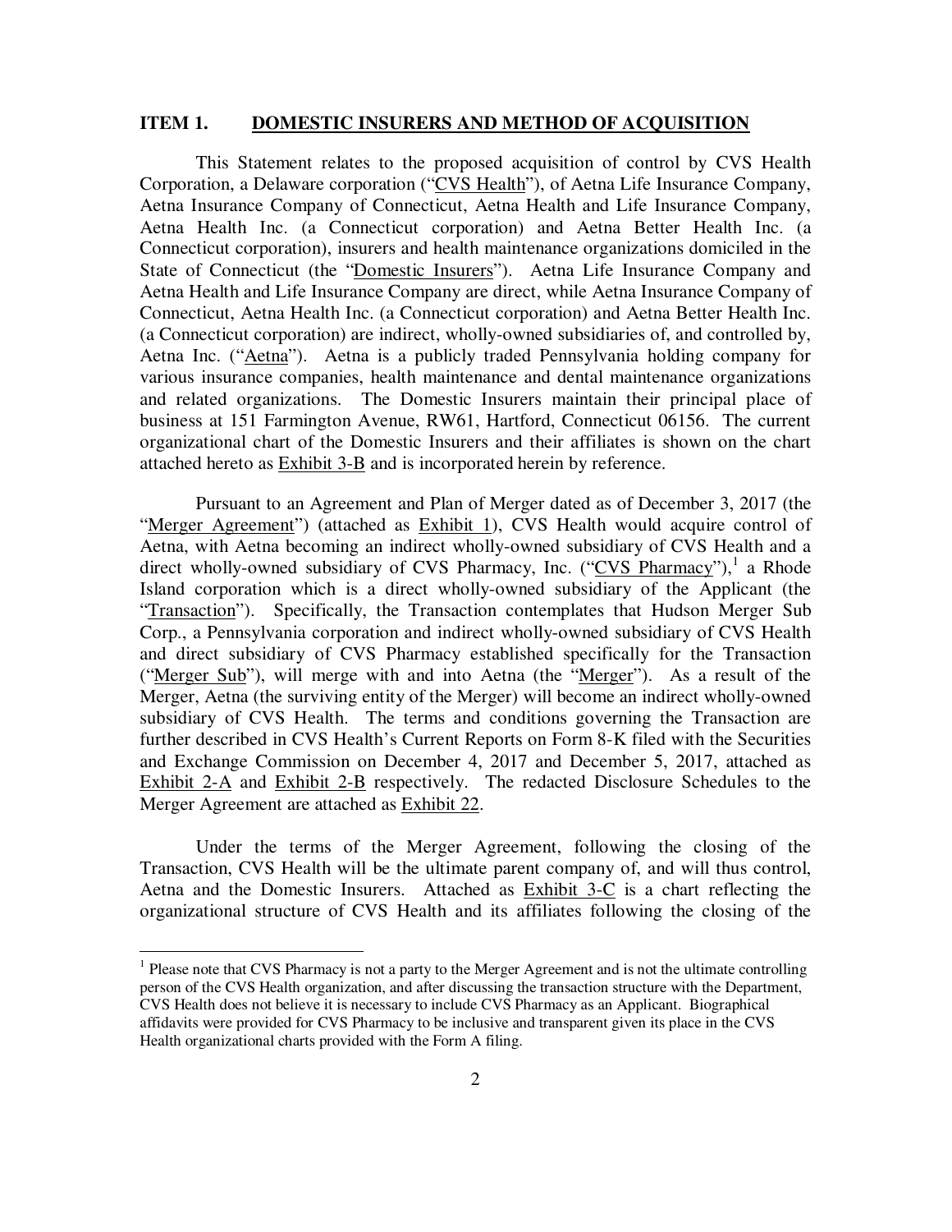## ITEM 1. DOMESTIC INSURERS AND METHOD OF ACQUISITION

This Statement relates to the proposed acquisition of control by CVS Health Corporation, a Delaware corporation ("CVS Health"), of Aetna Life Insurance Company, Aetna Insurance Company of Connecticut, Aetna Health and Life Insurance Company, Aetna Health Inc. (a Connecticut corporation) and Aetna Better Health Inc. (a Connecticut corporation), insurers and health maintenance organizations domiciled in the State of Connecticut (the "Domestic Insurers"). Aetna Life Insurance Company and Aetna Health and Life Insurance Company are direct, while Aetna Insurance Company of Connecticut, Aetna Health Inc. (a Connecticut corporation) and Aetna Better Health Inc. (a Connecticut corporation) are indirect, wholly-owned subsidiaries of, and controlled by, Aetna Inc. ("Aetna"). Aetna is a publicly traded Pennsylvania holding company for various insurance companies, health maintenance and dental maintenance organizations and related organizations. The Domestic Insurers maintain their principal place of business at 151 Farmington Avenue, RW61, Hartford, Connecticut 06156. The current organizational chart of the Domestic Insurers and their affiliates is shown on the chart attached hereto as Exhibit 3-B and is incorporated herein by reference.

Pursuant to an Agreement and Plan of Merger dated as of December 3, 2017 (the "Merger Agreement") (attached as Exhibit 1), CVS Health would acquire control of Aetna, with Aetna becoming an indirect wholly-owned subsidiary of CVS Health and a direct wholly-owned subsidiary of CVS Pharmacy, Inc. ("CVS Pharmacy"),[1] a Rhode Island corporation which is a direct wholly-owned subsidiary of the Applicant (the "Transaction"). Specifically, the Transaction contemplates that Hudson Merger Sub Corp., a Pennsylvania corporation and indirect wholly-owned subsidiary of CVS Health and direct subsidiary of CVS Pharmacy established specifically for the Transaction ("Merger Sub"), will merge with and into Aetna (the "Merger"). As a result of the Merger, Aetna (the surviving entity of the Merger) will become an indirect wholly-owned subsidiary of CVS Health. The terms and conditions governing the Transaction are further described in CVS Health's Current Reports on Form 8-K filed with the Securities and Exchange Commission on December 4, 2017 and December 5, 2017, attached as Exhibit 2-A and Exhibit 2-B respectively. The redacted Disclosure Schedules to the Merger Agreement are attached as Exhibit 22.

Under the terms of the Merger Agreement, following the closing of the Transaction, CVS Health will be the ultimate parent company of, and will thus control, Aetna and the Domestic Insurers. Attached as Exhibit 3-C is a chart reflecting the organizational structure of CVS Health and its affiliates following the closing of the

[1] Please note that CVS Pharmacy is not a party to the Merger Agreement and is not the ultimate controlling person of the CVS Health organization, and after discussing the transaction structure with the Department, CVS Health does not believe it is necessary to include CVS Pharmacy as an Applicant. Biographical affidavits were provided for CVS Pharmacy to be inclusive and transparent given its place in the CVS Health organizational charts provided with the Form A filing.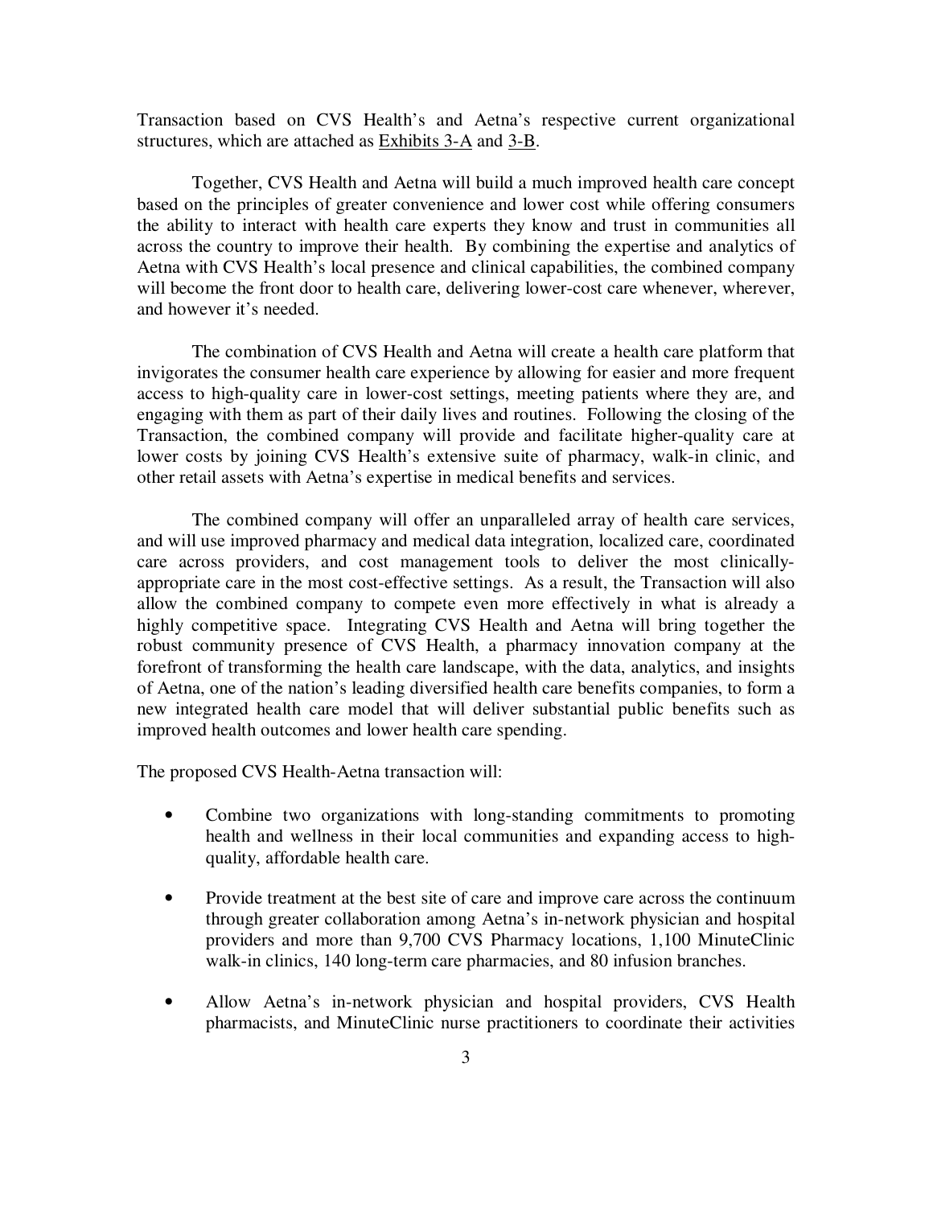Transaction based on CVS Health's and Aetna's respective current organizational structures, which are attached as Exhibits 3-A and 3-B.

Together, CVS Health and Aetna will build a much improved health care concept based on the principles of greater convenience and lower cost while offering consumers the ability to interact with health care experts they know and trust in communities all across the country to improve their health. By combining the expertise and analytics of Aetna with CVS Health's local presence and clinical capabilities, the combined company will become the front door to health care, delivering lower-cost care whenever, wherever, and however it's needed.

The combination of CVS Health and Aetna will create a health care platform that invigorates the consumer health care experience by allowing for easier and more frequent access to high-quality care in lower-cost settings, meeting patients where they are, and engaging with them as part of their daily lives and routines. Following the closing of the Transaction, the combined company will provide and facilitate higher-quality care at lower costs by joining CVS Health's extensive suite of pharmacy, walk-in clinic, and other retail assets with Aetna's expertise in medical benefits and services.

The combined company will offer an unparalleled array of health care services, and will use improved pharmacy and medical data integration, localized care, coordinated care across providers, and cost management tools to deliver the most clinically-appropriate care in the most cost-effective settings. As a result, the Transaction will also allow the combined company to compete even more effectively in what is already a highly competitive space. Integrating CVS Health and Aetna will bring together the robust community presence of CVS Health, a pharmacy innovation company at the forefront of transforming the health care landscape, with the data, analytics, and insights of Aetna, one of the nation's leading diversified health care benefits companies, to form a new integrated health care model that will deliver substantial public benefits such as improved health outcomes and lower health care spending.

The proposed CVS Health-Aetna transaction will:

- Combine two organizations with long-standing commitments to promoting health and wellness in their local communities and expanding access to high-quality, affordable health care.
- Provide treatment at the best site of care and improve care across the continuum through greater collaboration among Aetna's in-network physician and hospital providers and more than 9,700 CVS Pharmacy locations, 1,100 MinuteClinic walk-in clinics, 140 long-term care pharmacies, and 80 infusion branches.
- Allow Aetna's in-network physician and hospital providers, CVS Health pharmacists, and MinuteClinic nurse practitioners to coordinate their activities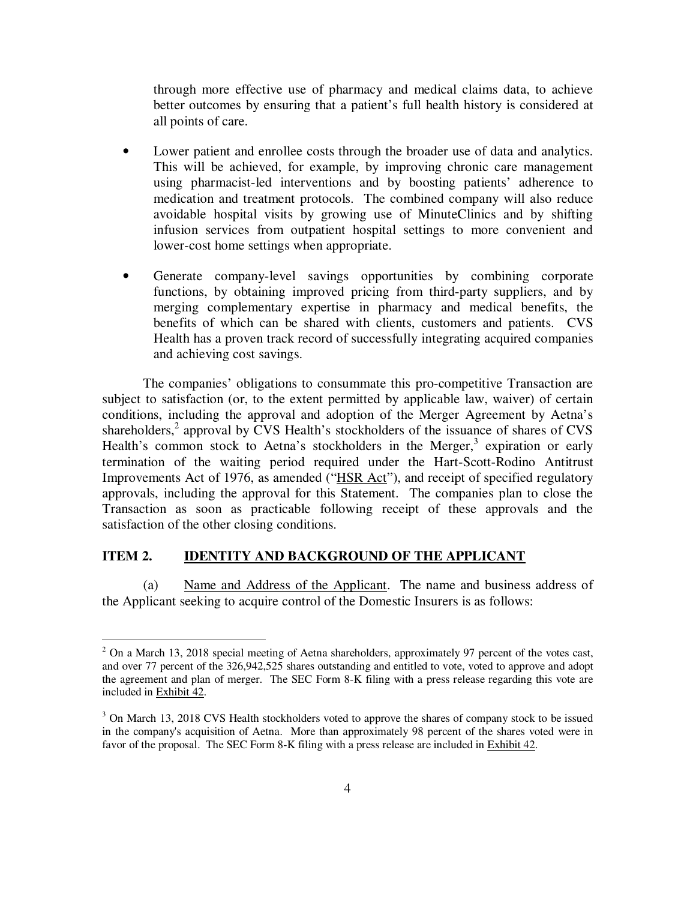through more effective use of pharmacy and medical claims data, to achieve better outcomes by ensuring that a patient's full health history is considered at all points of care.

- Lower patient and enrollee costs through the broader use of data and analytics. This will be achieved, for example, by improving chronic care management using pharmacist-led interventions and by boosting patients' adherence to medication and treatment protocols. The combined company will also reduce avoidable hospital visits by growing use of MinuteClinics and by shifting infusion services from outpatient hospital settings to more convenient and lower-cost home settings when appropriate.

- Generate company-level savings opportunities by combining corporate functions, by obtaining improved pricing from third-party suppliers, and by merging complementary expertise in pharmacy and medical benefits, the benefits of which can be shared with clients, customers and patients. CVS Health has a proven track record of successfully integrating acquired companies and achieving cost savings.

The companies' obligations to consummate this pro-competitive Transaction are subject to satisfaction (or, to the extent permitted by applicable law, waiver) of certain conditions, including the approval and adoption of the Merger Agreement by Aetna's shareholders,[2] approval by CVS Health's stockholders of the issuance of shares of CVS Health's common stock to Aetna's stockholders in the Merger,[3] expiration or early termination of the waiting period required under the Hart-Scott-Rodino Antitrust Improvements Act of 1976, as amended ("HSR Act"), and receipt of specified regulatory approvals, including the approval for this Statement. The companies plan to close the Transaction as soon as practicable following receipt of these approvals and the satisfaction of the other closing conditions.

## ITEM 2. IDENTITY AND BACKGROUND OF THE APPLICANT

(a) Name and Address of the Applicant. The name and business address of the Applicant seeking to acquire control of the Domestic Insurers is as follows:

---

[2] On a March 13, 2018 special meeting of Aetna shareholders, approximately 97 percent of the votes cast, and over 77 percent of the 326,942,525 shares outstanding and entitled to vote, voted to approve and adopt the agreement and plan of merger. The SEC Form 8-K filing with a press release regarding this vote are included in Exhibit 42.

[3] On March 13, 2018 CVS Health stockholders voted to approve the shares of company stock to be issued in the company's acquisition of Aetna. More than approximately 98 percent of the shares voted were in favor of the proposal. The SEC Form 8-K filing with a press release are included in Exhibit 42.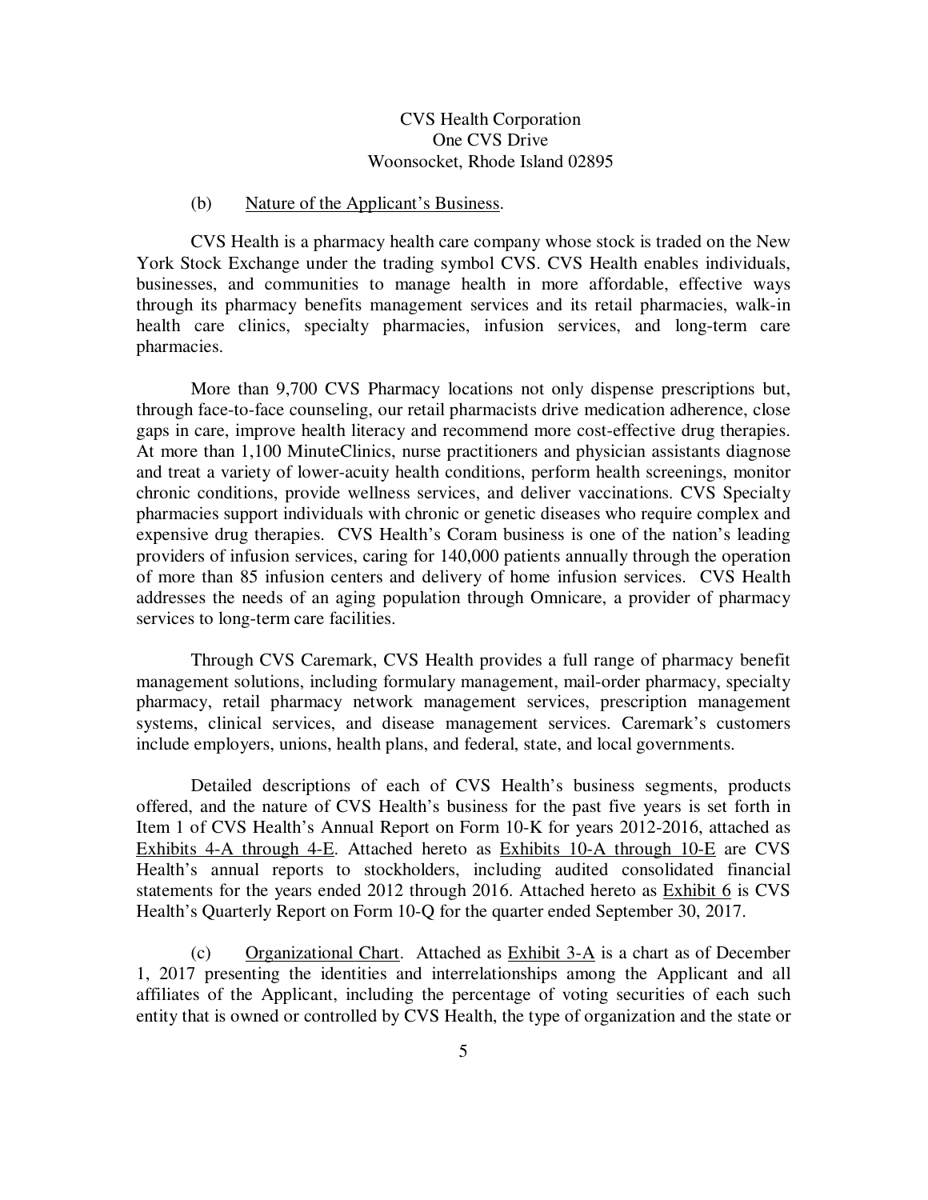CVS Health Corporation
One CVS Drive
Woonsocket, Rhode Island 02895

(b) Nature of the Applicant's Business.

CVS Health is a pharmacy health care company whose stock is traded on the New York Stock Exchange under the trading symbol CVS. CVS Health enables individuals, businesses, and communities to manage health in more affordable, effective ways through its pharmacy benefits management services and its retail pharmacies, walk-in health care clinics, specialty pharmacies, infusion services, and long-term care pharmacies.

More than 9,700 CVS Pharmacy locations not only dispense prescriptions but, through face-to-face counseling, our retail pharmacists drive medication adherence, close gaps in care, improve health literacy and recommend more cost-effective drug therapies. At more than 1,100 MinuteClinics, nurse practitioners and physician assistants diagnose and treat a variety of lower-acuity health conditions, perform health screenings, monitor chronic conditions, provide wellness services, and deliver vaccinations. CVS Specialty pharmacies support individuals with chronic or genetic diseases who require complex and expensive drug therapies. CVS Health's Coram business is one of the nation's leading providers of infusion services, caring for 140,000 patients annually through the operation of more than 85 infusion centers and delivery of home infusion services. CVS Health addresses the needs of an aging population through Omnicare, a provider of pharmacy services to long-term care facilities.

Through CVS Caremark, CVS Health provides a full range of pharmacy benefit management solutions, including formulary management, mail-order pharmacy, specialty pharmacy, retail pharmacy network management services, prescription management systems, clinical services, and disease management services. Caremark's customers include employers, unions, health plans, and federal, state, and local governments.

Detailed descriptions of each of CVS Health's business segments, products offered, and the nature of CVS Health's business for the past five years is set forth in Item 1 of CVS Health's Annual Report on Form 10-K for years 2012-2016, attached as Exhibits 4-A through 4-E. Attached hereto as Exhibits 10-A through 10-E are CVS Health's annual reports to stockholders, including audited consolidated financial statements for the years ended 2012 through 2016. Attached hereto as Exhibit 6 is CVS Health's Quarterly Report on Form 10-Q for the quarter ended September 30, 2017.

(c) Organizational Chart. Attached as Exhibit 3-A is a chart as of December 1, 2017 presenting the identities and interrelationships among the Applicant and all affiliates of the Applicant, including the percentage of voting securities of each such entity that is owned or controlled by CVS Health, the type of organization and the state or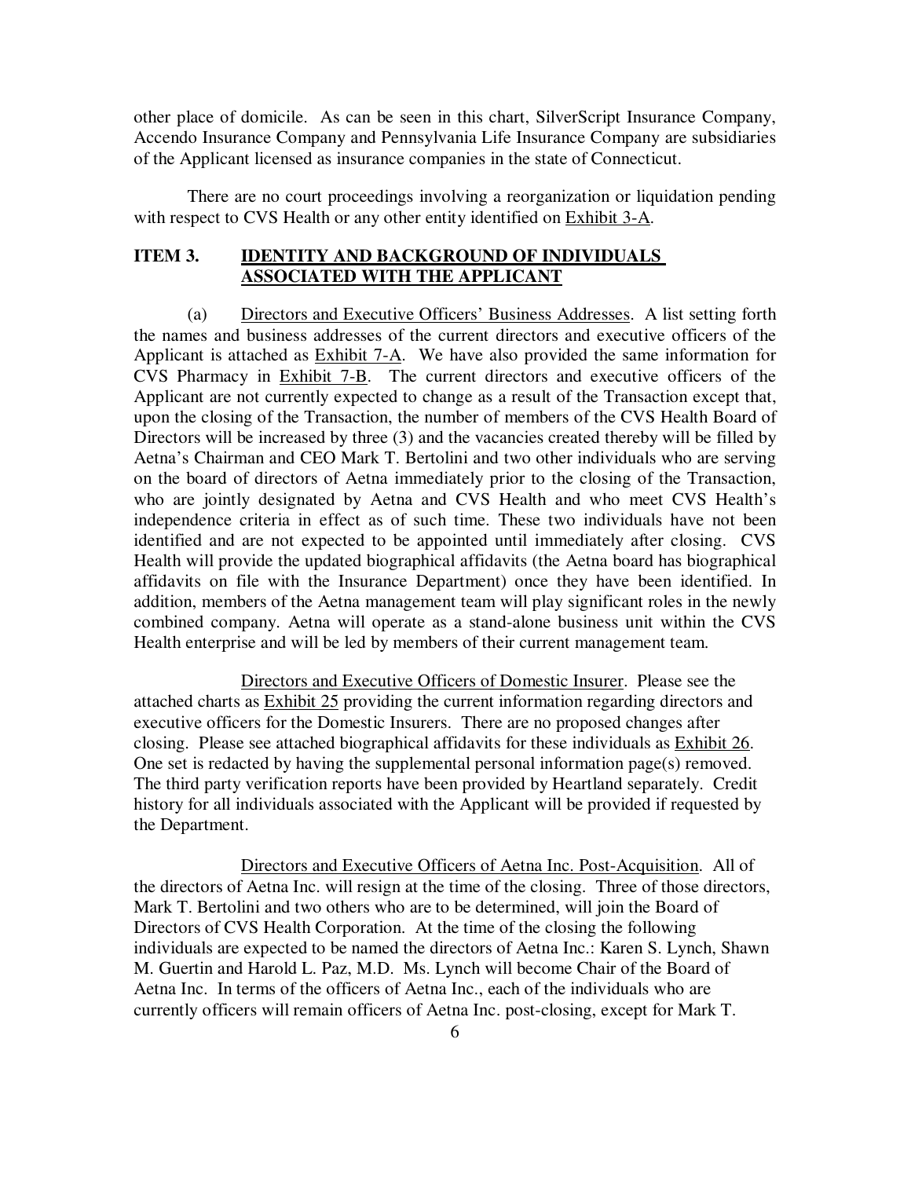other place of domicile. As can be seen in this chart, SilverScript Insurance Company, Accendo Insurance Company and Pennsylvania Life Insurance Company are subsidiaries of the Applicant licensed as insurance companies in the state of Connecticut.

There are no court proceedings involving a reorganization or liquidation pending with respect to CVS Health or any other entity identified on Exhibit 3-A.

## ITEM 3. IDENTITY AND BACKGROUND OF INDIVIDUALS ASSOCIATED WITH THE APPLICANT

(a) Directors and Executive Officers' Business Addresses. A list setting forth the names and business addresses of the current directors and executive officers of the Applicant is attached as Exhibit 7-A. We have also provided the same information for CVS Pharmacy in Exhibit 7-B. The current directors and executive officers of the Applicant are not currently expected to change as a result of the Transaction except that, upon the closing of the Transaction, the number of members of the CVS Health Board of Directors will be increased by three (3) and the vacancies created thereby will be filled by Aetna's Chairman and CEO Mark T. Bertolini and two other individuals who are serving on the board of directors of Aetna immediately prior to the closing of the Transaction, who are jointly designated by Aetna and CVS Health and who meet CVS Health's independence criteria in effect as of such time. These two individuals have not been identified and are not expected to be appointed until immediately after closing. CVS Health will provide the updated biographical affidavits (the Aetna board has biographical affidavits on file with the Insurance Department) once they have been identified. In addition, members of the Aetna management team will play significant roles in the newly combined company. Aetna will operate as a stand-alone business unit within the CVS Health enterprise and will be led by members of their current management team.

Directors and Executive Officers of Domestic Insurer. Please see the attached charts as Exhibit 25 providing the current information regarding directors and executive officers for the Domestic Insurers. There are no proposed changes after closing. Please see attached biographical affidavits for these individuals as Exhibit 26. One set is redacted by having the supplemental personal information page(s) removed. The third party verification reports have been provided by Heartland separately. Credit history for all individuals associated with the Applicant will be provided if requested by the Department.

Directors and Executive Officers of Aetna Inc. Post-Acquisition. All of the directors of Aetna Inc. will resign at the time of the closing. Three of those directors, Mark T. Bertolini and two others who are to be determined, will join the Board of Directors of CVS Health Corporation. At the time of the closing the following individuals are expected to be named the directors of Aetna Inc.: Karen S. Lynch, Shawn M. Guertin and Harold L. Paz, M.D. Ms. Lynch will become Chair of the Board of Aetna Inc. In terms of the officers of Aetna Inc., each of the individuals who are currently officers will remain officers of Aetna Inc. post-closing, except for Mark T.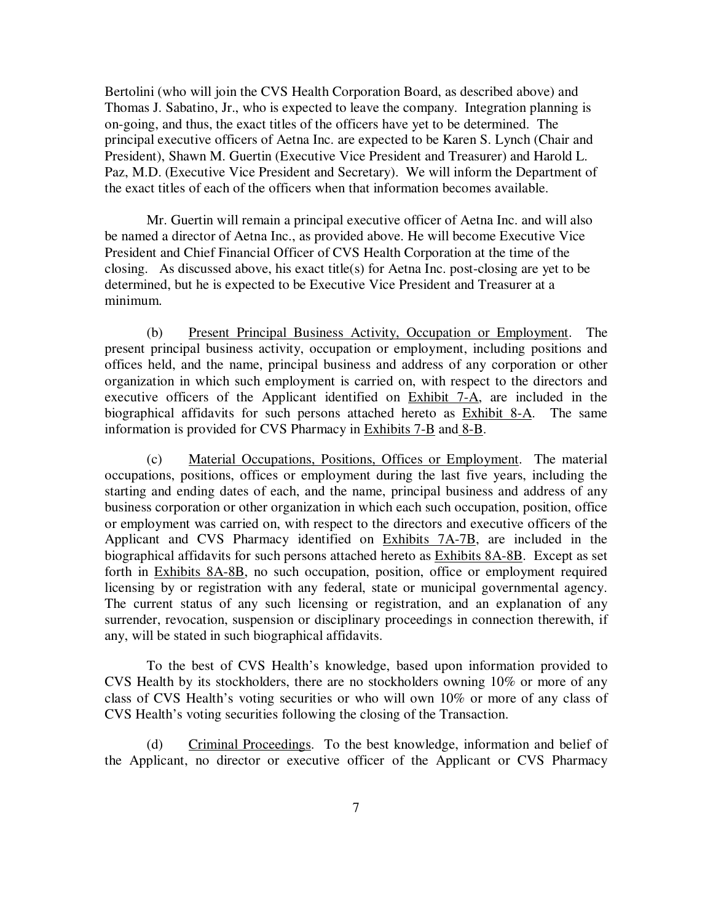Bertolini (who will join the CVS Health Corporation Board, as described above) and Thomas J. Sabatino, Jr., who is expected to leave the company. Integration planning is on-going, and thus, the exact titles of the officers have yet to be determined. The principal executive officers of Aetna Inc. are expected to be Karen S. Lynch (Chair and President), Shawn M. Guertin (Executive Vice President and Treasurer) and Harold L. Paz, M.D. (Executive Vice President and Secretary). We will inform the Department of the exact titles of each of the officers when that information becomes available.

Mr. Guertin will remain a principal executive officer of Aetna Inc. and will also be named a director of Aetna Inc., as provided above. He will become Executive Vice President and Chief Financial Officer of CVS Health Corporation at the time of the closing. As discussed above, his exact title(s) for Aetna Inc. post-closing are yet to be determined, but he is expected to be Executive Vice President and Treasurer at a minimum.

(b) Present Principal Business Activity, Occupation or Employment. The present principal business activity, occupation or employment, including positions and offices held, and the name, principal business and address of any corporation or other organization in which such employment is carried on, with respect to the directors and executive officers of the Applicant identified on Exhibit 7-A, are included in the biographical affidavits for such persons attached hereto as Exhibit 8-A. The same information is provided for CVS Pharmacy in Exhibits 7-B and 8-B.

(c) Material Occupations, Positions, Offices or Employment. The material occupations, positions, offices or employment during the last five years, including the starting and ending dates of each, and the name, principal business and address of any business corporation or other organization in which each such occupation, position, office or employment was carried on, with respect to the directors and executive officers of the Applicant and CVS Pharmacy identified on Exhibits 7A-7B, are included in the biographical affidavits for such persons attached hereto as Exhibits 8A-8B. Except as set forth in Exhibits 8A-8B, no such occupation, position, office or employment required licensing by or registration with any federal, state or municipal governmental agency. The current status of any such licensing or registration, and an explanation of any surrender, revocation, suspension or disciplinary proceedings in connection therewith, if any, will be stated in such biographical affidavits.

To the best of CVS Health's knowledge, based upon information provided to CVS Health by its stockholders, there are no stockholders owning 10% or more of any class of CVS Health's voting securities or who will own 10% or more of any class of CVS Health's voting securities following the closing of the Transaction.

(d) Criminal Proceedings. To the best knowledge, information and belief of the Applicant, no director or executive officer of the Applicant or CVS Pharmacy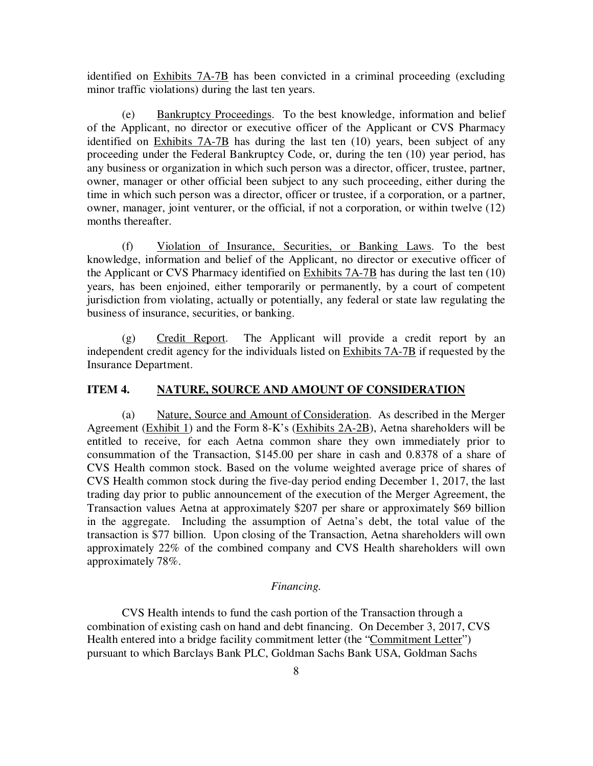identified on Exhibits 7A-7B has been convicted in a criminal proceeding (excluding minor traffic violations) during the last ten years.

(e) Bankruptcy Proceedings. To the best knowledge, information and belief of the Applicant, no director or executive officer of the Applicant or CVS Pharmacy identified on Exhibits 7A-7B has during the last ten (10) years, been subject of any proceeding under the Federal Bankruptcy Code, or, during the ten (10) year period, has any business or organization in which such person was a director, officer, trustee, partner, owner, manager or other official been subject to any such proceeding, either during the time in which such person was a director, officer or trustee, if a corporation, or a partner, owner, manager, joint venturer, or the official, if not a corporation, or within twelve (12) months thereafter.

(f) Violation of Insurance, Securities, or Banking Laws. To the best knowledge, information and belief of the Applicant, no director or executive officer of the Applicant or CVS Pharmacy identified on Exhibits 7A-7B has during the last ten (10) years, has been enjoined, either temporarily or permanently, by a court of competent jurisdiction from violating, actually or potentially, any federal or state law regulating the business of insurance, securities, or banking.

(g) Credit Report. The Applicant will provide a credit report by an independent credit agency for the individuals listed on Exhibits 7A-7B if requested by the Insurance Department.

## ITEM 4. NATURE, SOURCE AND AMOUNT OF CONSIDERATION

(a) Nature, Source and Amount of Consideration. As described in the Merger Agreement (Exhibit 1) and the Form 8-K's (Exhibits 2A-2B), Aetna shareholders will be entitled to receive, for each Aetna common share they own immediately prior to consummation of the Transaction, $145.00 per share in cash and 0.8378 of a share of CVS Health common stock. Based on the volume weighted average price of shares of CVS Health common stock during the five-day period ending December 1, 2017, the last trading day prior to public announcement of the execution of the Merger Agreement, the Transaction values Aetna at approximately $207 per share or approximately $69 billion in the aggregate. Including the assumption of Aetna's debt, the total value of the transaction is $77 billion. Upon closing of the Transaction, Aetna shareholders will own approximately 22% of the combined company and CVS Health shareholders will own approximately 78%.

*Financing.*

CVS Health intends to fund the cash portion of the Transaction through a combination of existing cash on hand and debt financing. On December 3, 2017, CVS Health entered into a bridge facility commitment letter (the "Commitment Letter") pursuant to which Barclays Bank PLC, Goldman Sachs Bank USA, Goldman Sachs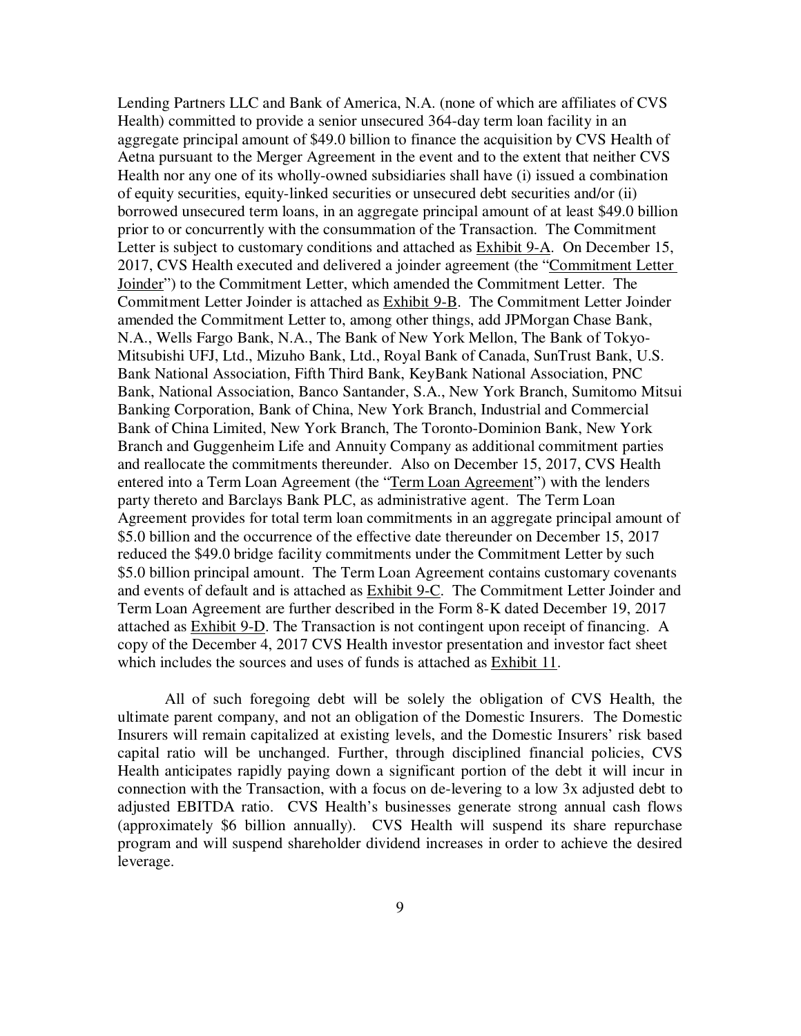Lending Partners LLC and Bank of America, N.A. (none of which are affiliates of CVS Health) committed to provide a senior unsecured 364-day term loan facility in an aggregate principal amount of $49.0 billion to finance the acquisition by CVS Health of Aetna pursuant to the Merger Agreement in the event and to the extent that neither CVS Health nor any one of its wholly-owned subsidiaries shall have (i) issued a combination of equity securities, equity-linked securities or unsecured debt securities and/or (ii) borrowed unsecured term loans, in an aggregate principal amount of at least $49.0 billion prior to or concurrently with the consummation of the Transaction. The Commitment Letter is subject to customary conditions and attached as Exhibit 9-A. On December 15, 2017, CVS Health executed and delivered a joinder agreement (the "Commitment Letter Joinder") to the Commitment Letter, which amended the Commitment Letter. The Commitment Letter Joinder is attached as Exhibit 9-B. The Commitment Letter Joinder amended the Commitment Letter to, among other things, add JPMorgan Chase Bank, N.A., Wells Fargo Bank, N.A., The Bank of New York Mellon, The Bank of Tokyo-Mitsubishi UFJ, Ltd., Mizuho Bank, Ltd., Royal Bank of Canada, SunTrust Bank, U.S. Bank National Association, Fifth Third Bank, KeyBank National Association, PNC Bank, National Association, Banco Santander, S.A., New York Branch, Sumitomo Mitsui Banking Corporation, Bank of China, New York Branch, Industrial and Commercial Bank of China Limited, New York Branch, The Toronto-Dominion Bank, New York Branch and Guggenheim Life and Annuity Company as additional commitment parties and reallocate the commitments thereunder. Also on December 15, 2017, CVS Health entered into a Term Loan Agreement (the "Term Loan Agreement") with the lenders party thereto and Barclays Bank PLC, as administrative agent. The Term Loan Agreement provides for total term loan commitments in an aggregate principal amount of $5.0 billion and the occurrence of the effective date thereunder on December 15, 2017 reduced the $49.0 bridge facility commitments under the Commitment Letter by such $5.0 billion principal amount. The Term Loan Agreement contains customary covenants and events of default and is attached as Exhibit 9-C. The Commitment Letter Joinder and Term Loan Agreement are further described in the Form 8-K dated December 19, 2017 attached as Exhibit 9-D. The Transaction is not contingent upon receipt of financing. A copy of the December 4, 2017 CVS Health investor presentation and investor fact sheet which includes the sources and uses of funds is attached as Exhibit 11.

All of such foregoing debt will be solely the obligation of CVS Health, the ultimate parent company, and not an obligation of the Domestic Insurers. The Domestic Insurers will remain capitalized at existing levels, and the Domestic Insurers' risk based capital ratio will be unchanged. Further, through disciplined financial policies, CVS Health anticipates rapidly paying down a significant portion of the debt it will incur in connection with the Transaction, with a focus on de-levering to a low 3x adjusted debt to adjusted EBITDA ratio. CVS Health's businesses generate strong annual cash flows (approximately $6 billion annually). CVS Health will suspend its share repurchase program and will suspend shareholder dividend increases in order to achieve the desired leverage.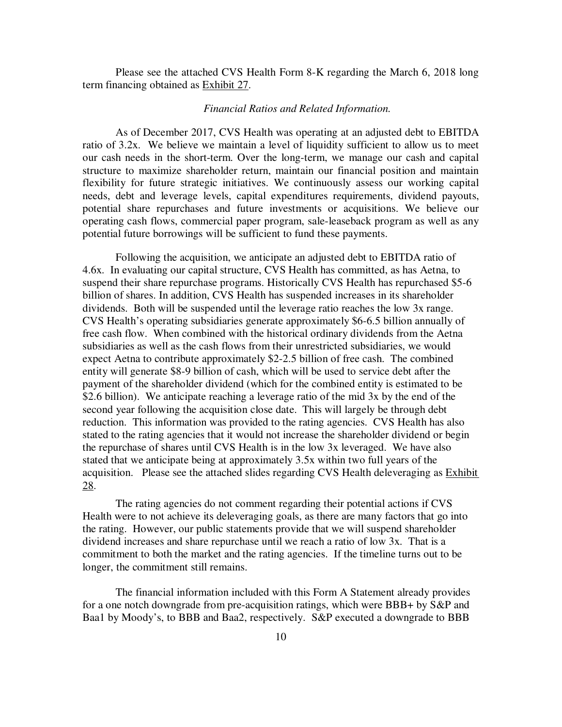Please see the attached CVS Health Form 8-K regarding the March 6, 2018 long term financing obtained as Exhibit 27.

*Financial Ratios and Related Information.*

As of December 2017, CVS Health was operating at an adjusted debt to EBITDA ratio of 3.2x. We believe we maintain a level of liquidity sufficient to allow us to meet our cash needs in the short-term. Over the long-term, we manage our cash and capital structure to maximize shareholder return, maintain our financial position and maintain flexibility for future strategic initiatives. We continuously assess our working capital needs, debt and leverage levels, capital expenditures requirements, dividend payouts, potential share repurchases and future investments or acquisitions. We believe our operating cash flows, commercial paper program, sale-leaseback program as well as any potential future borrowings will be sufficient to fund these payments.

Following the acquisition, we anticipate an adjusted debt to EBITDA ratio of 4.6x. In evaluating our capital structure, CVS Health has committed, as has Aetna, to suspend their share repurchase programs. Historically CVS Health has repurchased $5-6 billion of shares. In addition, CVS Health has suspended increases in its shareholder dividends. Both will be suspended until the leverage ratio reaches the low 3x range. CVS Health's operating subsidiaries generate approximately $6-6.5 billion annually of free cash flow. When combined with the historical ordinary dividends from the Aetna subsidiaries as well as the cash flows from their unrestricted subsidiaries, we would expect Aetna to contribute approximately $2-2.5 billion of free cash. The combined entity will generate $8-9 billion of cash, which will be used to service debt after the payment of the shareholder dividend (which for the combined entity is estimated to be $2.6 billion). We anticipate reaching a leverage ratio of the mid 3x by the end of the second year following the acquisition close date. This will largely be through debt reduction. This information was provided to the rating agencies. CVS Health has also stated to the rating agencies that it would not increase the shareholder dividend or begin the repurchase of shares until CVS Health is in the low 3x leveraged. We have also stated that we anticipate being at approximately 3.5x within two full years of the acquisition. Please see the attached slides regarding CVS Health deleveraging as Exhibit 28.

The rating agencies do not comment regarding their potential actions if CVS Health were to not achieve its deleveraging goals, as there are many factors that go into the rating. However, our public statements provide that we will suspend shareholder dividend increases and share repurchase until we reach a ratio of low 3x. That is a commitment to both the market and the rating agencies. If the timeline turns out to be longer, the commitment still remains.

The financial information included with this Form A Statement already provides for a one notch downgrade from pre-acquisition ratings, which were BBB+ by S&P and Baa1 by Moody's, to BBB and Baa2, respectively. S&P executed a downgrade to BBB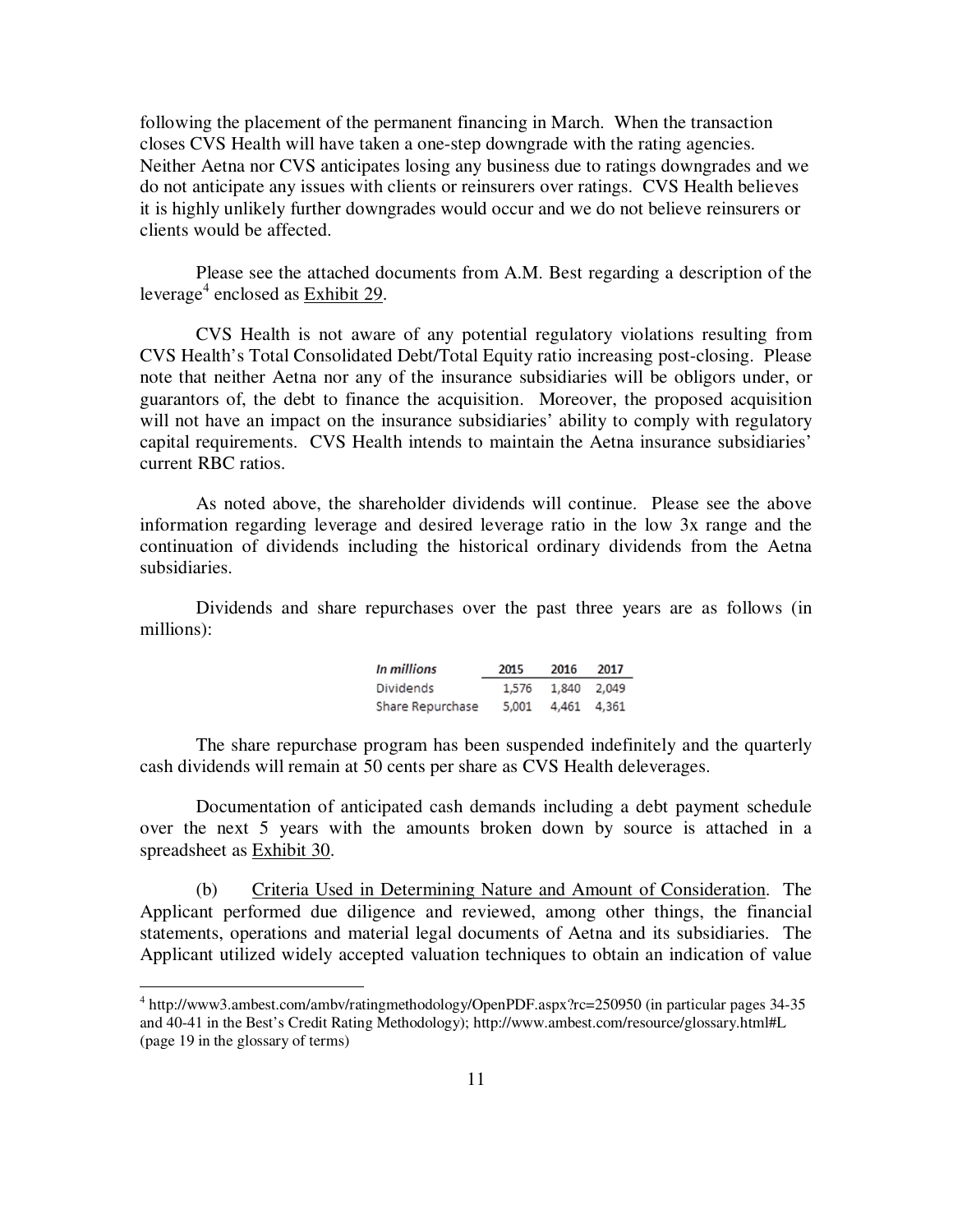following the placement of the permanent financing in March. When the transaction closes CVS Health will have taken a one-step downgrade with the rating agencies. Neither Aetna nor CVS anticipates losing any business due to ratings downgrades and we do not anticipate any issues with clients or reinsurers over ratings. CVS Health believes it is highly unlikely further downgrades would occur and we do not believe reinsurers or clients would be affected.

Please see the attached documents from A.M. Best regarding a description of the leverage[4] enclosed as Exhibit 29.

CVS Health is not aware of any potential regulatory violations resulting from CVS Health's Total Consolidated Debt/Total Equity ratio increasing post-closing. Please note that neither Aetna nor any of the insurance subsidiaries will be obligors under, or guarantors of, the debt to finance the acquisition. Moreover, the proposed acquisition will not have an impact on the insurance subsidiaries' ability to comply with regulatory capital requirements. CVS Health intends to maintain the Aetna insurance subsidiaries' current RBC ratios.

As noted above, the shareholder dividends will continue. Please see the above information regarding leverage and desired leverage ratio in the low 3x range and the continuation of dividends including the historical ordinary dividends from the Aetna subsidiaries.

Dividends and share repurchases over the past three years are as follows (in millions):

| *In millions* | 2015 | 2016 | 2017 |
|---|---|---|---|
| Dividends | 1,576 | 1,840 | 2,049 |
| Share Repurchase | 5,001 | 4,461 | 4,361 |

The share repurchase program has been suspended indefinitely and the quarterly cash dividends will remain at 50 cents per share as CVS Health deleverages.

Documentation of anticipated cash demands including a debt payment schedule over the next 5 years with the amounts broken down by source is attached in a spreadsheet as Exhibit 30.

(b) Criteria Used in Determining Nature and Amount of Consideration. The Applicant performed due diligence and reviewed, among other things, the financial statements, operations and material legal documents of Aetna and its subsidiaries. The Applicant utilized widely accepted valuation techniques to obtain an indication of value

---

[4] http://www3.ambest.com/ambv/ratingmethodology/OpenPDF.aspx?rc=250950 (in particular pages 34-35 and 40-41 in the Best's Credit Rating Methodology); http://www.ambest.com/resource/glossary.html#L (page 19 in the glossary of terms)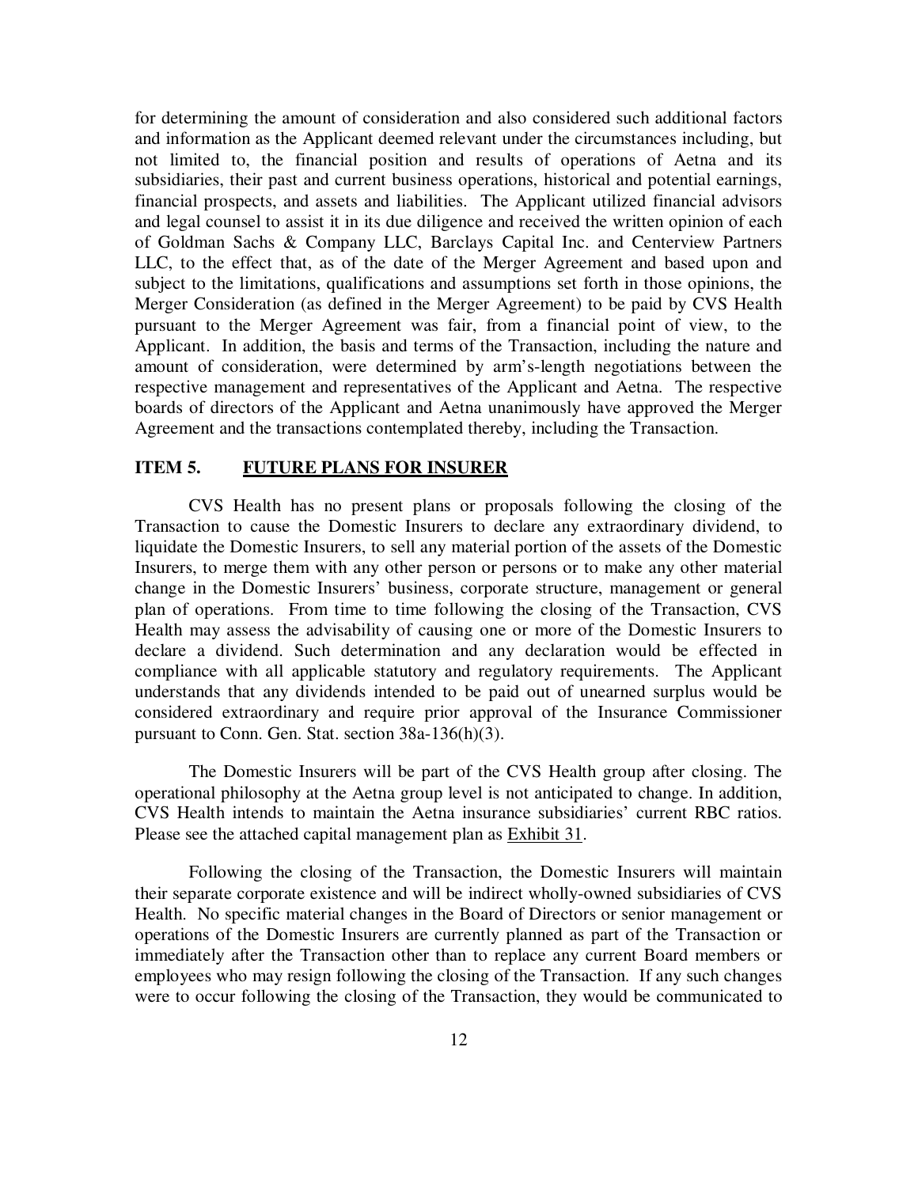for determining the amount of consideration and also considered such additional factors and information as the Applicant deemed relevant under the circumstances including, but not limited to, the financial position and results of operations of Aetna and its subsidiaries, their past and current business operations, historical and potential earnings, financial prospects, and assets and liabilities. The Applicant utilized financial advisors and legal counsel to assist it in its due diligence and received the written opinion of each of Goldman Sachs & Company LLC, Barclays Capital Inc. and Centerview Partners LLC, to the effect that, as of the date of the Merger Agreement and based upon and subject to the limitations, qualifications and assumptions set forth in those opinions, the Merger Consideration (as defined in the Merger Agreement) to be paid by CVS Health pursuant to the Merger Agreement was fair, from a financial point of view, to the Applicant. In addition, the basis and terms of the Transaction, including the nature and amount of consideration, were determined by arm's-length negotiations between the respective management and representatives of the Applicant and Aetna. The respective boards of directors of the Applicant and Aetna unanimously have approved the Merger Agreement and the transactions contemplated thereby, including the Transaction.

## ITEM 5. FUTURE PLANS FOR INSURER

CVS Health has no present plans or proposals following the closing of the Transaction to cause the Domestic Insurers to declare any extraordinary dividend, to liquidate the Domestic Insurers, to sell any material portion of the assets of the Domestic Insurers, to merge them with any other person or persons or to make any other material change in the Domestic Insurers' business, corporate structure, management or general plan of operations. From time to time following the closing of the Transaction, CVS Health may assess the advisability of causing one or more of the Domestic Insurers to declare a dividend. Such determination and any declaration would be effected in compliance with all applicable statutory and regulatory requirements. The Applicant understands that any dividends intended to be paid out of unearned surplus would be considered extraordinary and require prior approval of the Insurance Commissioner pursuant to Conn. Gen. Stat. section 38a-136(h)(3).

The Domestic Insurers will be part of the CVS Health group after closing. The operational philosophy at the Aetna group level is not anticipated to change. In addition, CVS Health intends to maintain the Aetna insurance subsidiaries' current RBC ratios. Please see the attached capital management plan as Exhibit 31.

Following the closing of the Transaction, the Domestic Insurers will maintain their separate corporate existence and will be indirect wholly-owned subsidiaries of CVS Health. No specific material changes in the Board of Directors or senior management or operations of the Domestic Insurers are currently planned as part of the Transaction or immediately after the Transaction other than to replace any current Board members or employees who may resign following the closing of the Transaction. If any such changes were to occur following the closing of the Transaction, they would be communicated to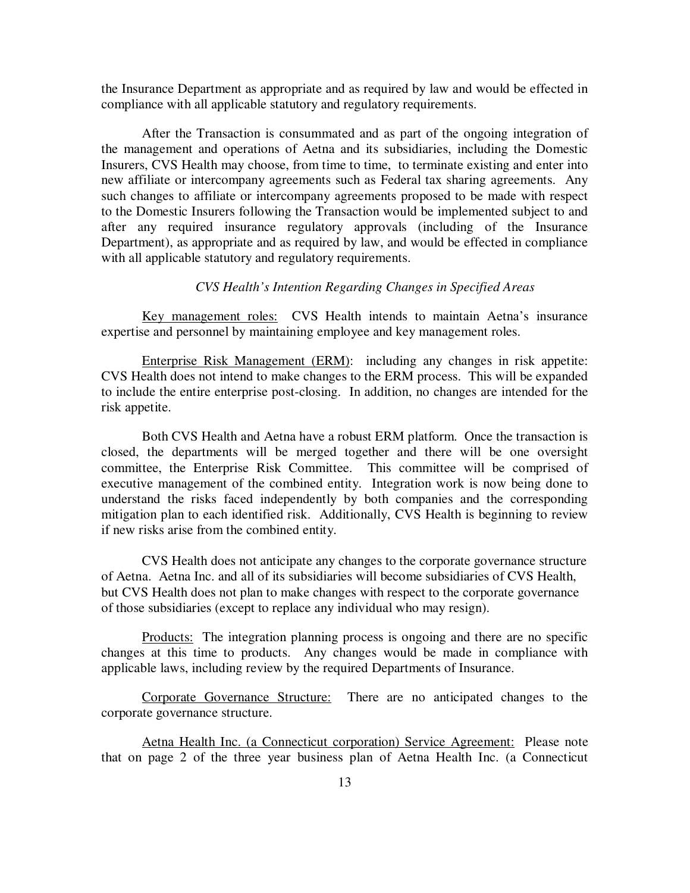the Insurance Department as appropriate and as required by law and would be effected in compliance with all applicable statutory and regulatory requirements.

After the Transaction is consummated and as part of the ongoing integration of the management and operations of Aetna and its subsidiaries, including the Domestic Insurers, CVS Health may choose, from time to time, to terminate existing and enter into new affiliate or intercompany agreements such as Federal tax sharing agreements. Any such changes to affiliate or intercompany agreements proposed to be made with respect to the Domestic Insurers following the Transaction would be implemented subject to and after any required insurance regulatory approvals (including of the Insurance Department), as appropriate and as required by law, and would be effected in compliance with all applicable statutory and regulatory requirements.

*CVS Health's Intention Regarding Changes in Specified Areas*

Key management roles: CVS Health intends to maintain Aetna's insurance expertise and personnel by maintaining employee and key management roles.

Enterprise Risk Management (ERM): including any changes in risk appetite: CVS Health does not intend to make changes to the ERM process. This will be expanded to include the entire enterprise post-closing. In addition, no changes are intended for the risk appetite.

Both CVS Health and Aetna have a robust ERM platform. Once the transaction is closed, the departments will be merged together and there will be one oversight committee, the Enterprise Risk Committee. This committee will be comprised of executive management of the combined entity. Integration work is now being done to understand the risks faced independently by both companies and the corresponding mitigation plan to each identified risk. Additionally, CVS Health is beginning to review if new risks arise from the combined entity.

CVS Health does not anticipate any changes to the corporate governance structure of Aetna. Aetna Inc. and all of its subsidiaries will become subsidiaries of CVS Health, but CVS Health does not plan to make changes with respect to the corporate governance of those subsidiaries (except to replace any individual who may resign).

Products: The integration planning process is ongoing and there are no specific changes at this time to products. Any changes would be made in compliance with applicable laws, including review by the required Departments of Insurance.

Corporate Governance Structure: There are no anticipated changes to the corporate governance structure.

Aetna Health Inc. (a Connecticut corporation) Service Agreement: Please note that on page 2 of the three year business plan of Aetna Health Inc. (a Connecticut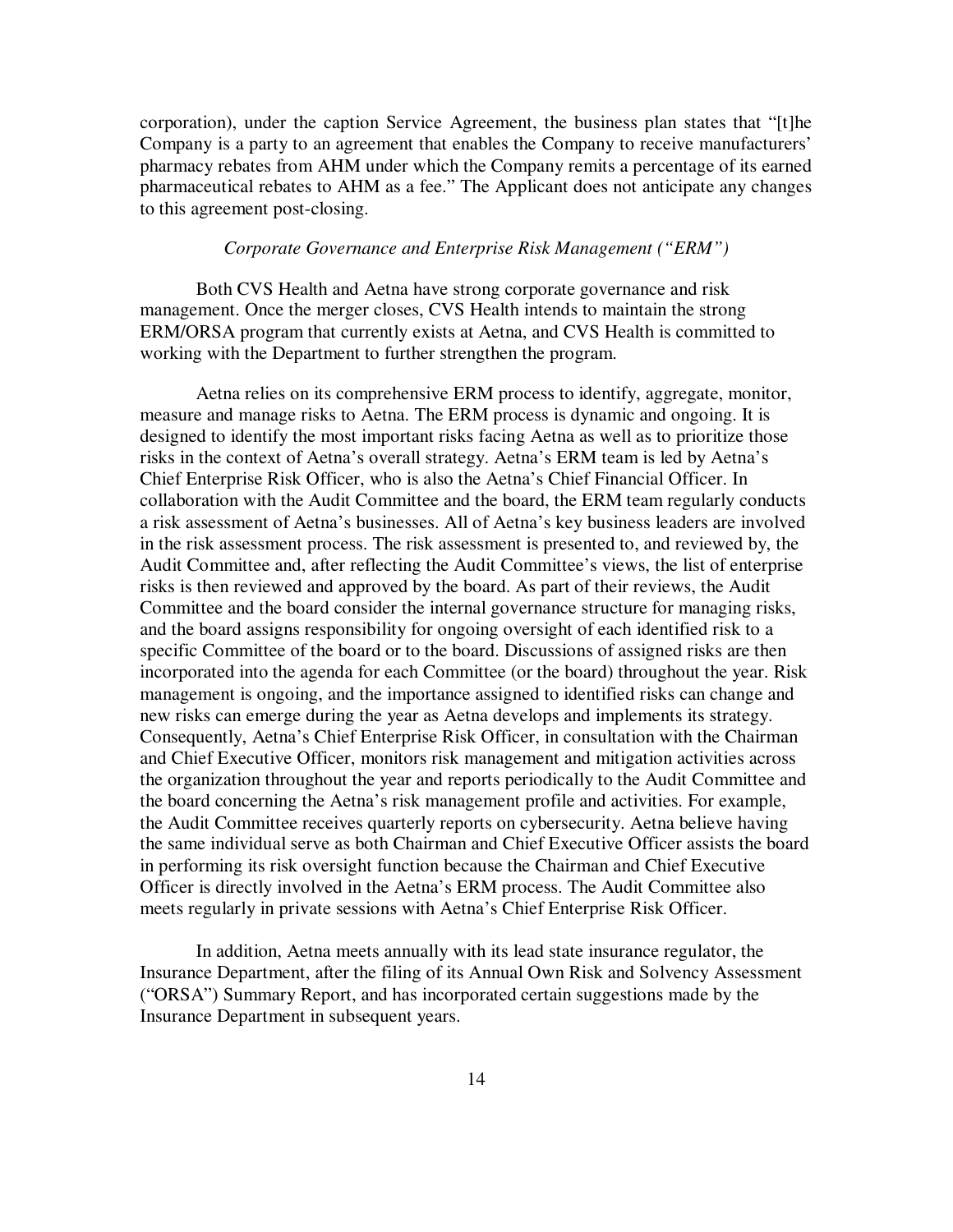corporation), under the caption Service Agreement, the business plan states that "[t]he Company is a party to an agreement that enables the Company to receive manufacturers' pharmacy rebates from AHM under which the Company remits a percentage of its earned pharmaceutical rebates to AHM as a fee." The Applicant does not anticipate any changes to this agreement post-closing.

*Corporate Governance and Enterprise Risk Management ("ERM")*

Both CVS Health and Aetna have strong corporate governance and risk management. Once the merger closes, CVS Health intends to maintain the strong ERM/ORSA program that currently exists at Aetna, and CVS Health is committed to working with the Department to further strengthen the program.

Aetna relies on its comprehensive ERM process to identify, aggregate, monitor, measure and manage risks to Aetna. The ERM process is dynamic and ongoing. It is designed to identify the most important risks facing Aetna as well as to prioritize those risks in the context of Aetna's overall strategy. Aetna's ERM team is led by Aetna's Chief Enterprise Risk Officer, who is also the Aetna's Chief Financial Officer. In collaboration with the Audit Committee and the board, the ERM team regularly conducts a risk assessment of Aetna's businesses. All of Aetna's key business leaders are involved in the risk assessment process. The risk assessment is presented to, and reviewed by, the Audit Committee and, after reflecting the Audit Committee's views, the list of enterprise risks is then reviewed and approved by the board. As part of their reviews, the Audit Committee and the board consider the internal governance structure for managing risks, and the board assigns responsibility for ongoing oversight of each identified risk to a specific Committee of the board or to the board. Discussions of assigned risks are then incorporated into the agenda for each Committee (or the board) throughout the year. Risk management is ongoing, and the importance assigned to identified risks can change and new risks can emerge during the year as Aetna develops and implements its strategy. Consequently, Aetna's Chief Enterprise Risk Officer, in consultation with the Chairman and Chief Executive Officer, monitors risk management and mitigation activities across the organization throughout the year and reports periodically to the Audit Committee and the board concerning the Aetna's risk management profile and activities. For example, the Audit Committee receives quarterly reports on cybersecurity. Aetna believe having the same individual serve as both Chairman and Chief Executive Officer assists the board in performing its risk oversight function because the Chairman and Chief Executive Officer is directly involved in the Aetna's ERM process. The Audit Committee also meets regularly in private sessions with Aetna's Chief Enterprise Risk Officer.

In addition, Aetna meets annually with its lead state insurance regulator, the Insurance Department, after the filing of its Annual Own Risk and Solvency Assessment ("ORSA") Summary Report, and has incorporated certain suggestions made by the Insurance Department in subsequent years.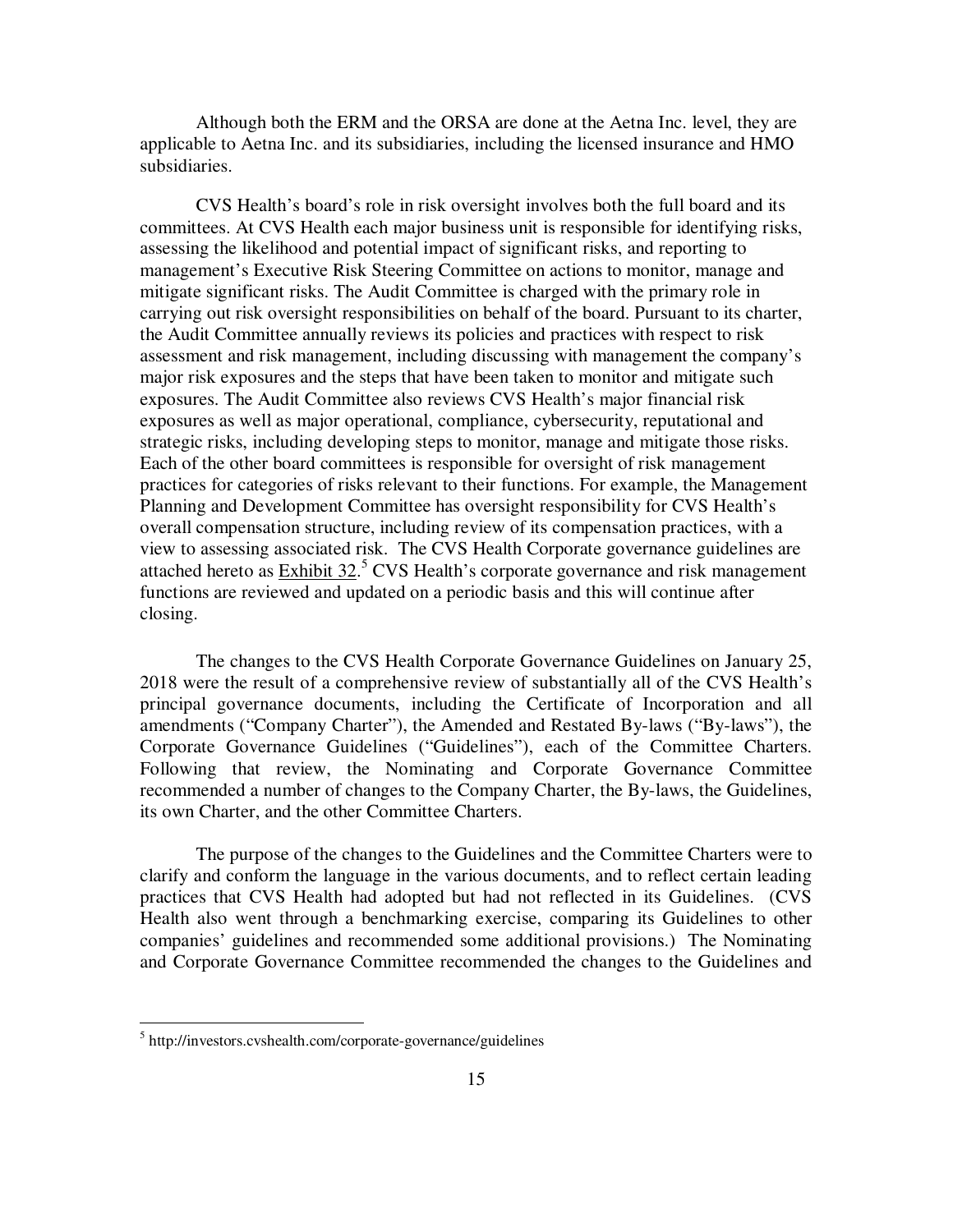Although both the ERM and the ORSA are done at the Aetna Inc. level, they are applicable to Aetna Inc. and its subsidiaries, including the licensed insurance and HMO subsidiaries.

CVS Health's board's role in risk oversight involves both the full board and its committees. At CVS Health each major business unit is responsible for identifying risks, assessing the likelihood and potential impact of significant risks, and reporting to management's Executive Risk Steering Committee on actions to monitor, manage and mitigate significant risks. The Audit Committee is charged with the primary role in carrying out risk oversight responsibilities on behalf of the board. Pursuant to its charter, the Audit Committee annually reviews its policies and practices with respect to risk assessment and risk management, including discussing with management the company's major risk exposures and the steps that have been taken to monitor and mitigate such exposures. The Audit Committee also reviews CVS Health's major financial risk exposures as well as major operational, compliance, cybersecurity, reputational and strategic risks, including developing steps to monitor, manage and mitigate those risks. Each of the other board committees is responsible for oversight of risk management practices for categories of risks relevant to their functions. For example, the Management Planning and Development Committee has oversight responsibility for CVS Health's overall compensation structure, including review of its compensation practices, with a view to assessing associated risk. The CVS Health Corporate governance guidelines are attached hereto as Exhibit 32.[5] CVS Health's corporate governance and risk management functions are reviewed and updated on a periodic basis and this will continue after closing.

The changes to the CVS Health Corporate Governance Guidelines on January 25, 2018 were the result of a comprehensive review of substantially all of the CVS Health's principal governance documents, including the Certificate of Incorporation and all amendments ("Company Charter"), the Amended and Restated By-laws ("By-laws"), the Corporate Governance Guidelines ("Guidelines"), each of the Committee Charters. Following that review, the Nominating and Corporate Governance Committee recommended a number of changes to the Company Charter, the By-laws, the Guidelines, its own Charter, and the other Committee Charters.

The purpose of the changes to the Guidelines and the Committee Charters were to clarify and conform the language in the various documents, and to reflect certain leading practices that CVS Health had adopted but had not reflected in its Guidelines. (CVS Health also went through a benchmarking exercise, comparing its Guidelines to other companies' guidelines and recommended some additional provisions.) The Nominating and Corporate Governance Committee recommended the changes to the Guidelines and

---

[5] http://investors.cvshealth.com/corporate-governance/guidelines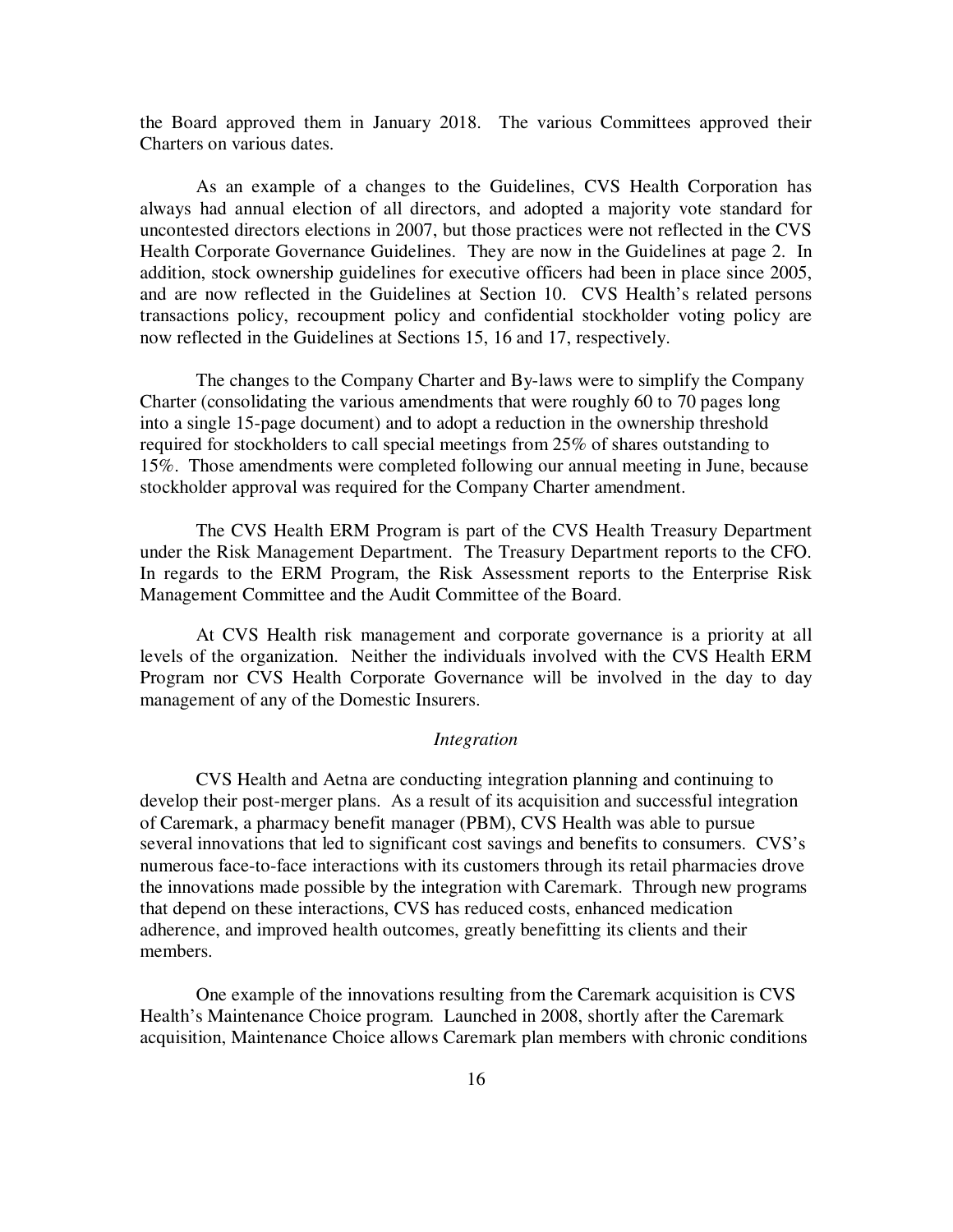the Board approved them in January 2018. The various Committees approved their Charters on various dates.

As an example of a changes to the Guidelines, CVS Health Corporation has always had annual election of all directors, and adopted a majority vote standard for uncontested directors elections in 2007, but those practices were not reflected in the CVS Health Corporate Governance Guidelines. They are now in the Guidelines at page 2. In addition, stock ownership guidelines for executive officers had been in place since 2005, and are now reflected in the Guidelines at Section 10. CVS Health's related persons transactions policy, recoupment policy and confidential stockholder voting policy are now reflected in the Guidelines at Sections 15, 16 and 17, respectively.

The changes to the Company Charter and By-laws were to simplify the Company Charter (consolidating the various amendments that were roughly 60 to 70 pages long into a single 15-page document) and to adopt a reduction in the ownership threshold required for stockholders to call special meetings from 25% of shares outstanding to 15%. Those amendments were completed following our annual meeting in June, because stockholder approval was required for the Company Charter amendment.

The CVS Health ERM Program is part of the CVS Health Treasury Department under the Risk Management Department. The Treasury Department reports to the CFO. In regards to the ERM Program, the Risk Assessment reports to the Enterprise Risk Management Committee and the Audit Committee of the Board.

At CVS Health risk management and corporate governance is a priority at all levels of the organization. Neither the individuals involved with the CVS Health ERM Program nor CVS Health Corporate Governance will be involved in the day to day management of any of the Domestic Insurers.

*Integration*

CVS Health and Aetna are conducting integration planning and continuing to develop their post-merger plans. As a result of its acquisition and successful integration of Caremark, a pharmacy benefit manager (PBM), CVS Health was able to pursue several innovations that led to significant cost savings and benefits to consumers. CVS's numerous face-to-face interactions with its customers through its retail pharmacies drove the innovations made possible by the integration with Caremark. Through new programs that depend on these interactions, CVS has reduced costs, enhanced medication adherence, and improved health outcomes, greatly benefitting its clients and their members.

One example of the innovations resulting from the Caremark acquisition is CVS Health's Maintenance Choice program. Launched in 2008, shortly after the Caremark acquisition, Maintenance Choice allows Caremark plan members with chronic conditions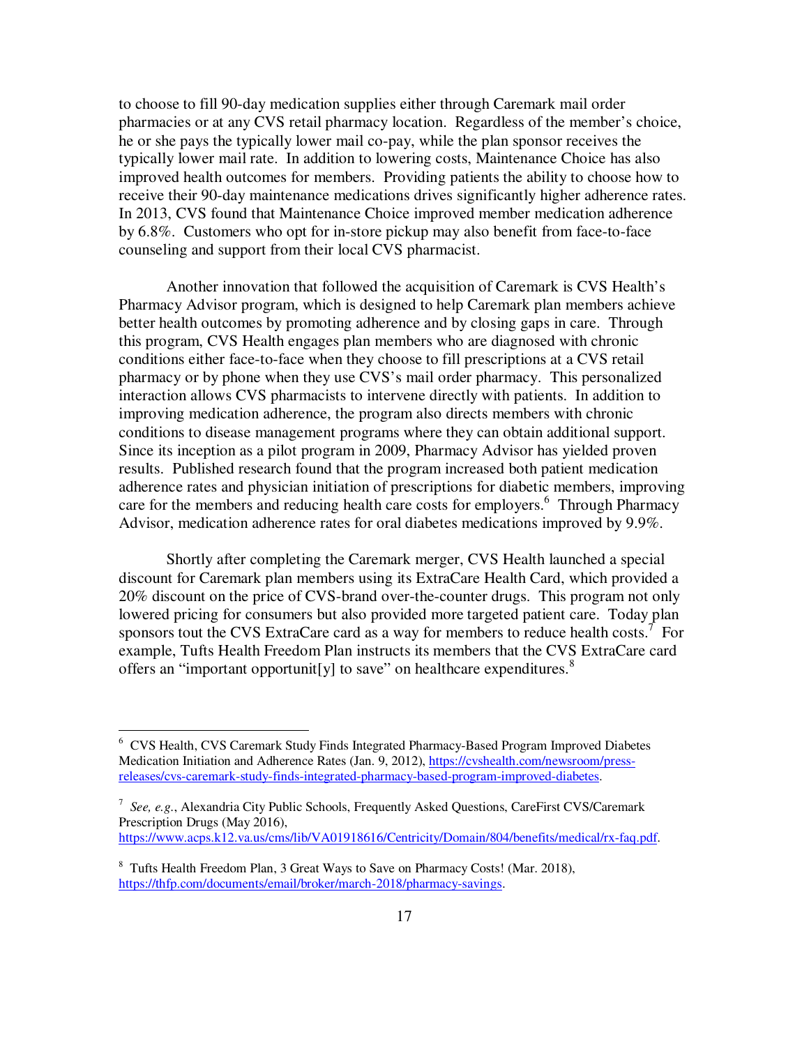to choose to fill 90-day medication supplies either through Caremark mail order pharmacies or at any CVS retail pharmacy location. Regardless of the member's choice, he or she pays the typically lower mail co-pay, while the plan sponsor receives the typically lower mail rate. In addition to lowering costs, Maintenance Choice has also improved health outcomes for members. Providing patients the ability to choose how to receive their 90-day maintenance medications drives significantly higher adherence rates. In 2013, CVS found that Maintenance Choice improved member medication adherence by 6.8%. Customers who opt for in-store pickup may also benefit from face-to-face counseling and support from their local CVS pharmacist.

Another innovation that followed the acquisition of Caremark is CVS Health's Pharmacy Advisor program, which is designed to help Caremark plan members achieve better health outcomes by promoting adherence and by closing gaps in care. Through this program, CVS Health engages plan members who are diagnosed with chronic conditions either face-to-face when they choose to fill prescriptions at a CVS retail pharmacy or by phone when they use CVS's mail order pharmacy. This personalized interaction allows CVS pharmacists to intervene directly with patients. In addition to improving medication adherence, the program also directs members with chronic conditions to disease management programs where they can obtain additional support. Since its inception as a pilot program in 2009, Pharmacy Advisor has yielded proven results. Published research found that the program increased both patient medication adherence rates and physician initiation of prescriptions for diabetic members, improving care for the members and reducing health care costs for employers.[6] Through Pharmacy Advisor, medication adherence rates for oral diabetes medications improved by 9.9%.

Shortly after completing the Caremark merger, CVS Health launched a special discount for Caremark plan members using its ExtraCare Health Card, which provided a 20% discount on the price of CVS-brand over-the-counter drugs. This program not only lowered pricing for consumers but also provided more targeted patient care. Today plan sponsors tout the CVS ExtraCare card as a way for members to reduce health costs.[7] For example, Tufts Health Freedom Plan instructs its members that the CVS ExtraCare card offers an "important opportunit[y] to save" on healthcare expenditures.[8]

---

[6] CVS Health, CVS Caremark Study Finds Integrated Pharmacy-Based Program Improved Diabetes Medication Initiation and Adherence Rates (Jan. 9, 2012), https://cvshealth.com/newsroom/press-releases/cvs-caremark-study-finds-integrated-pharmacy-based-program-improved-diabetes.

[7] *See, e.g.*, Alexandria City Public Schools, Frequently Asked Questions, CareFirst CVS/Caremark Prescription Drugs (May 2016), https://www.acps.k12.va.us/cms/lib/VA01918616/Centricity/Domain/804/benefits/medical/rx-faq.pdf.

[8] Tufts Health Freedom Plan, 3 Great Ways to Save on Pharmacy Costs! (Mar. 2018), https://thfp.com/documents/email/broker/march-2018/pharmacy-savings.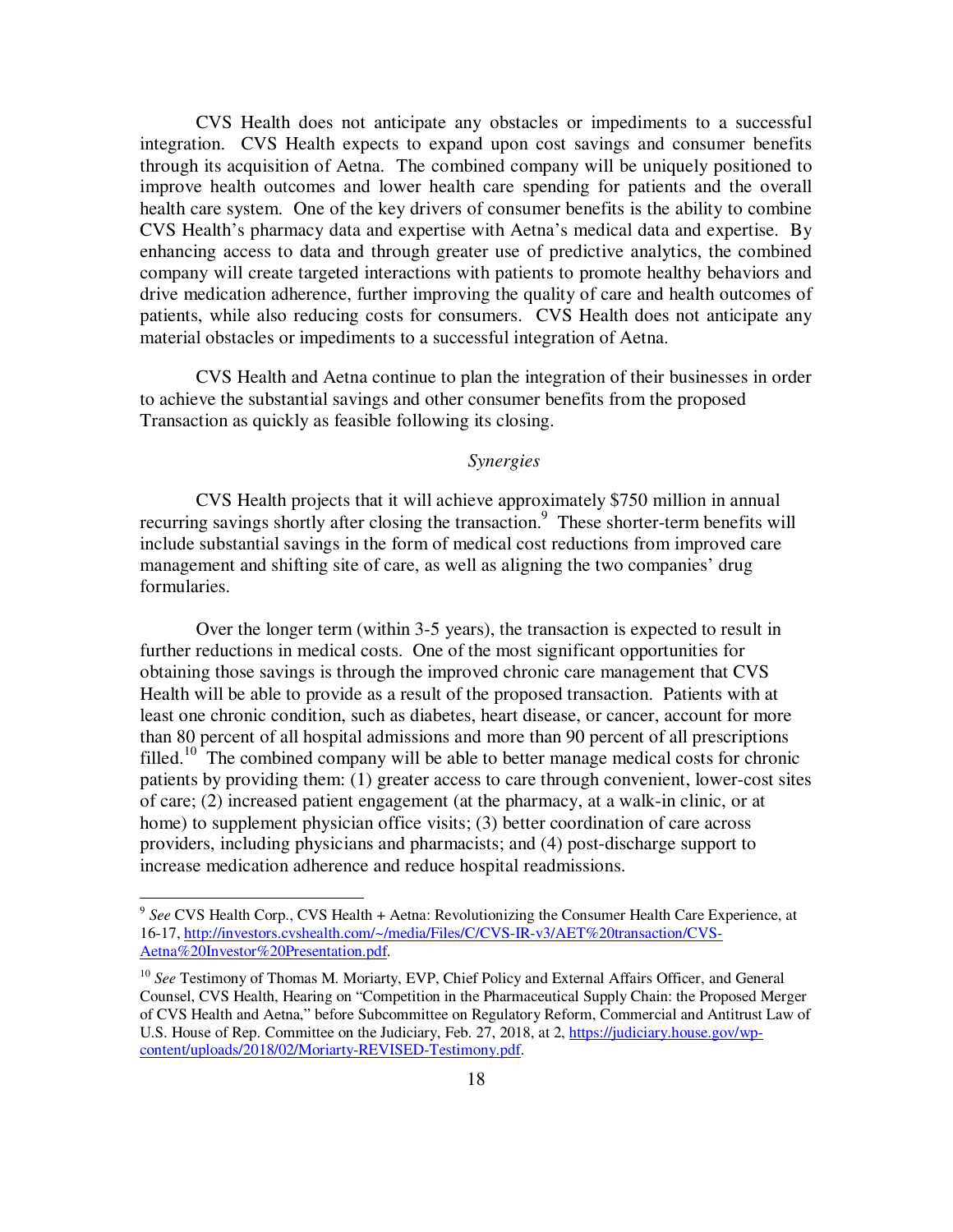CVS Health does not anticipate any obstacles or impediments to a successful integration. CVS Health expects to expand upon cost savings and consumer benefits through its acquisition of Aetna. The combined company will be uniquely positioned to improve health outcomes and lower health care spending for patients and the overall health care system. One of the key drivers of consumer benefits is the ability to combine CVS Health's pharmacy data and expertise with Aetna's medical data and expertise. By enhancing access to data and through greater use of predictive analytics, the combined company will create targeted interactions with patients to promote healthy behaviors and drive medication adherence, further improving the quality of care and health outcomes of patients, while also reducing costs for consumers. CVS Health does not anticipate any material obstacles or impediments to a successful integration of Aetna.

CVS Health and Aetna continue to plan the integration of their businesses in order to achieve the substantial savings and other consumer benefits from the proposed Transaction as quickly as feasible following its closing.

*Synergies*

CVS Health projects that it will achieve approximately $750 million in annual recurring savings shortly after closing the transaction.[9] These shorter-term benefits will include substantial savings in the form of medical cost reductions from improved care management and shifting site of care, as well as aligning the two companies' drug formularies.

Over the longer term (within 3-5 years), the transaction is expected to result in further reductions in medical costs. One of the most significant opportunities for obtaining those savings is through the improved chronic care management that CVS Health will be able to provide as a result of the proposed transaction. Patients with at least one chronic condition, such as diabetes, heart disease, or cancer, account for more than 80 percent of all hospital admissions and more than 90 percent of all prescriptions filled.[10] The combined company will be able to better manage medical costs for chronic patients by providing them: (1) greater access to care through convenient, lower-cost sites of care; (2) increased patient engagement (at the pharmacy, at a walk-in clinic, or at home) to supplement physician office visits; (3) better coordination of care across providers, including physicians and pharmacists; and (4) post-discharge support to increase medication adherence and reduce hospital readmissions.

---

[9] *See* CVS Health Corp., CVS Health + Aetna: Revolutionizing the Consumer Health Care Experience, at 16-17, http://investors.cvshealth.com/~/media/Files/C/CVS-IR-v3/AET%20transaction/CVS-Aetna%20Investor%20Presentation.pdf.

[10] *See* Testimony of Thomas M. Moriarty, EVP, Chief Policy and External Affairs Officer, and General Counsel, CVS Health, Hearing on "Competition in the Pharmaceutical Supply Chain: the Proposed Merger of CVS Health and Aetna," before Subcommittee on Regulatory Reform, Commercial and Antitrust Law of U.S. House of Rep. Committee on the Judiciary, Feb. 27, 2018, at 2, https://judiciary.house.gov/wp-content/uploads/2018/02/Moriarty-REVISED-Testimony.pdf.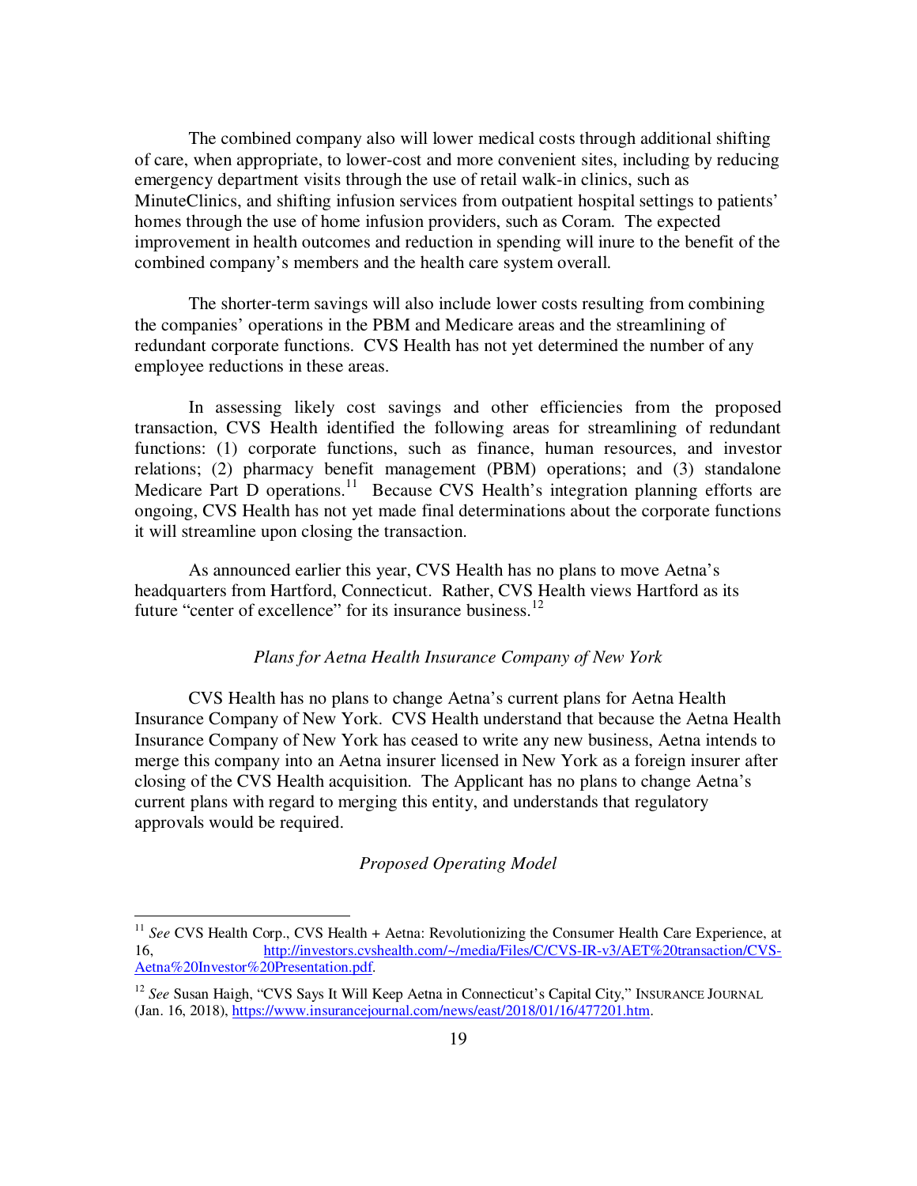The combined company also will lower medical costs through additional shifting of care, when appropriate, to lower-cost and more convenient sites, including by reducing emergency department visits through the use of retail walk-in clinics, such as MinuteClinics, and shifting infusion services from outpatient hospital settings to patients' homes through the use of home infusion providers, such as Coram. The expected improvement in health outcomes and reduction in spending will inure to the benefit of the combined company's members and the health care system overall.

The shorter-term savings will also include lower costs resulting from combining the companies' operations in the PBM and Medicare areas and the streamlining of redundant corporate functions. CVS Health has not yet determined the number of any employee reductions in these areas.

In assessing likely cost savings and other efficiencies from the proposed transaction, CVS Health identified the following areas for streamlining of redundant functions: (1) corporate functions, such as finance, human resources, and investor relations; (2) pharmacy benefit management (PBM) operations; and (3) standalone Medicare Part D operations.[11] Because CVS Health's integration planning efforts are ongoing, CVS Health has not yet made final determinations about the corporate functions it will streamline upon closing the transaction.

As announced earlier this year, CVS Health has no plans to move Aetna's headquarters from Hartford, Connecticut. Rather, CVS Health views Hartford as its future "center of excellence" for its insurance business.[12]

*Plans for Aetna Health Insurance Company of New York*

CVS Health has no plans to change Aetna's current plans for Aetna Health Insurance Company of New York. CVS Health understand that because the Aetna Health Insurance Company of New York has ceased to write any new business, Aetna intends to merge this company into an Aetna insurer licensed in New York as a foreign insurer after closing of the CVS Health acquisition. The Applicant has no plans to change Aetna's current plans with regard to merging this entity, and understands that regulatory approvals would be required.

*Proposed Operating Model*

---

[11] *See* CVS Health Corp., CVS Health + Aetna: Revolutionizing the Consumer Health Care Experience, at 16, http://investors.cvshealth.com/~/media/Files/C/CVS-IR-v3/AET%20transaction/CVS-Aetna%20Investor%20Presentation.pdf.

[12] *See* Susan Haigh, "CVS Says It Will Keep Aetna in Connecticut's Capital City," INSURANCE JOURNAL (Jan. 16, 2018), https://www.insurancejournal.com/news/east/2018/01/16/477201.htm.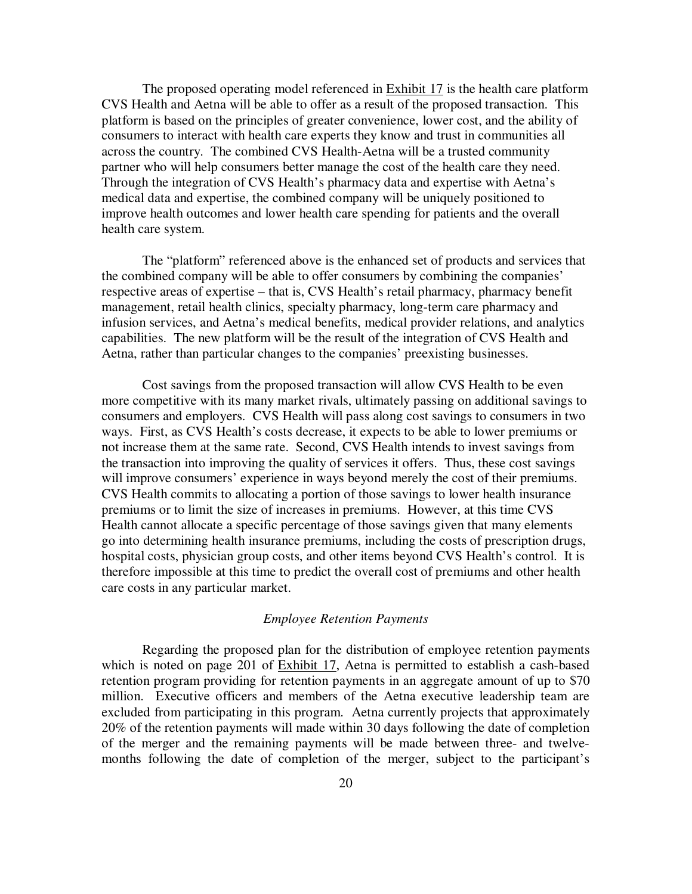The proposed operating model referenced in Exhibit 17 is the health care platform CVS Health and Aetna will be able to offer as a result of the proposed transaction. This platform is based on the principles of greater convenience, lower cost, and the ability of consumers to interact with health care experts they know and trust in communities all across the country. The combined CVS Health-Aetna will be a trusted community partner who will help consumers better manage the cost of the health care they need. Through the integration of CVS Health's pharmacy data and expertise with Aetna's medical data and expertise, the combined company will be uniquely positioned to improve health outcomes and lower health care spending for patients and the overall health care system.

The "platform" referenced above is the enhanced set of products and services that the combined company will be able to offer consumers by combining the companies' respective areas of expertise – that is, CVS Health's retail pharmacy, pharmacy benefit management, retail health clinics, specialty pharmacy, long-term care pharmacy and infusion services, and Aetna's medical benefits, medical provider relations, and analytics capabilities. The new platform will be the result of the integration of CVS Health and Aetna, rather than particular changes to the companies' preexisting businesses.

Cost savings from the proposed transaction will allow CVS Health to be even more competitive with its many market rivals, ultimately passing on additional savings to consumers and employers. CVS Health will pass along cost savings to consumers in two ways. First, as CVS Health's costs decrease, it expects to be able to lower premiums or not increase them at the same rate. Second, CVS Health intends to invest savings from the transaction into improving the quality of services it offers. Thus, these cost savings will improve consumers' experience in ways beyond merely the cost of their premiums. CVS Health commits to allocating a portion of those savings to lower health insurance premiums or to limit the size of increases in premiums. However, at this time CVS Health cannot allocate a specific percentage of those savings given that many elements go into determining health insurance premiums, including the costs of prescription drugs, hospital costs, physician group costs, and other items beyond CVS Health's control. It is therefore impossible at this time to predict the overall cost of premiums and other health care costs in any particular market.

*Employee Retention Payments*

Regarding the proposed plan for the distribution of employee retention payments which is noted on page 201 of Exhibit 17, Aetna is permitted to establish a cash-based retention program providing for retention payments in an aggregate amount of up to $70 million. Executive officers and members of the Aetna executive leadership team are excluded from participating in this program. Aetna currently projects that approximately 20% of the retention payments will made within 30 days following the date of completion of the merger and the remaining payments will be made between three- and twelve-months following the date of completion of the merger, subject to the participant's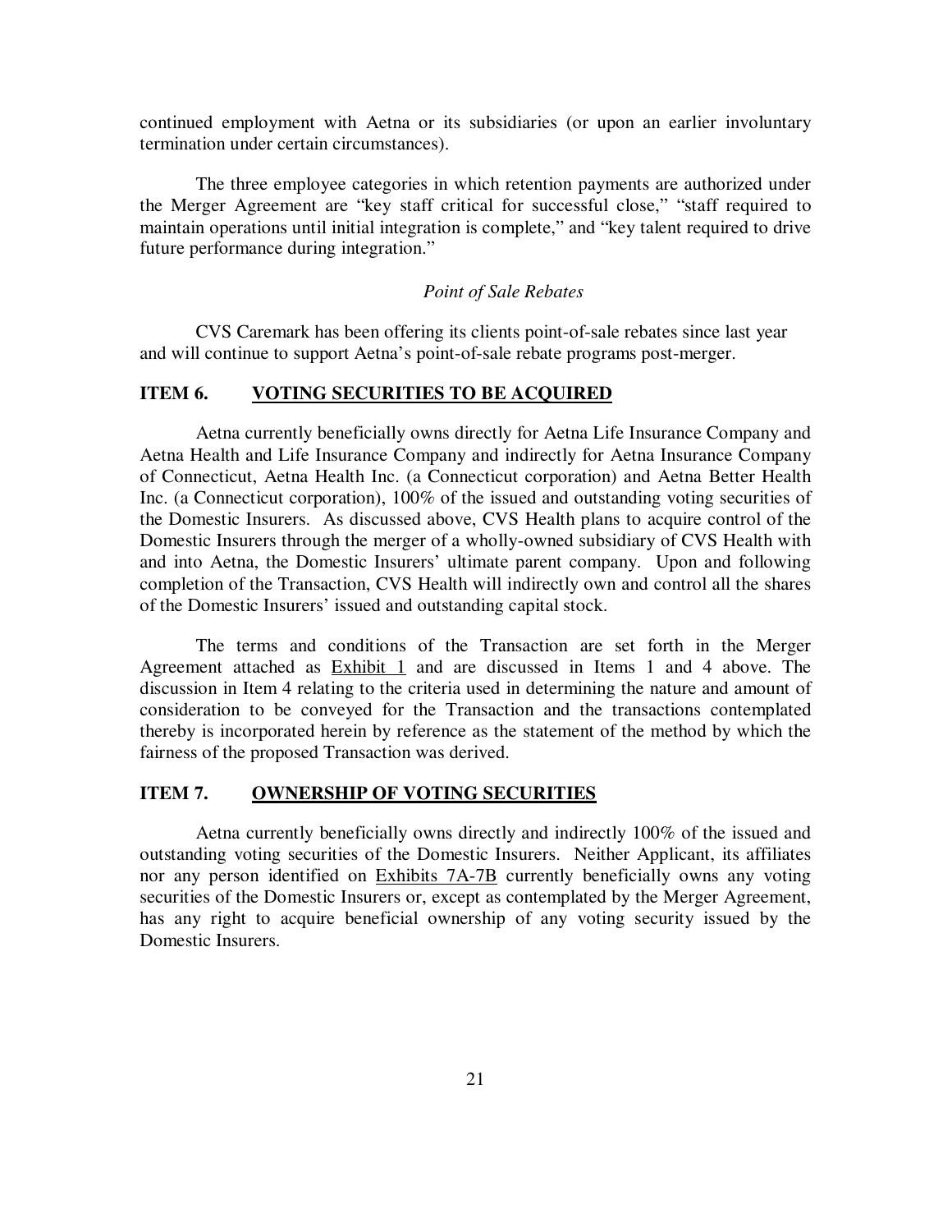continued employment with Aetna or its subsidiaries (or upon an earlier involuntary termination under certain circumstances).

The three employee categories in which retention payments are authorized under the Merger Agreement are "key staff critical for successful close," "staff required to maintain operations until initial integration is complete," and "key talent required to drive future performance during integration."

*Point of Sale Rebates*

CVS Caremark has been offering its clients point-of-sale rebates since last year and will continue to support Aetna's point-of-sale rebate programs post-merger.

## ITEM 6. VOTING SECURITIES TO BE ACQUIRED

Aetna currently beneficially owns directly for Aetna Life Insurance Company and Aetna Health and Life Insurance Company and indirectly for Aetna Insurance Company of Connecticut, Aetna Health Inc. (a Connecticut corporation) and Aetna Better Health Inc. (a Connecticut corporation), 100% of the issued and outstanding voting securities of the Domestic Insurers. As discussed above, CVS Health plans to acquire control of the Domestic Insurers through the merger of a wholly-owned subsidiary of CVS Health with and into Aetna, the Domestic Insurers' ultimate parent company. Upon and following completion of the Transaction, CVS Health will indirectly own and control all the shares of the Domestic Insurers' issued and outstanding capital stock.

The terms and conditions of the Transaction are set forth in the Merger Agreement attached as Exhibit 1 and are discussed in Items 1 and 4 above. The discussion in Item 4 relating to the criteria used in determining the nature and amount of consideration to be conveyed for the Transaction and the transactions contemplated thereby is incorporated herein by reference as the statement of the method by which the fairness of the proposed Transaction was derived.

## ITEM 7. OWNERSHIP OF VOTING SECURITIES

Aetna currently beneficially owns directly and indirectly 100% of the issued and outstanding voting securities of the Domestic Insurers. Neither Applicant, its affiliates nor any person identified on Exhibits 7A-7B currently beneficially owns any voting securities of the Domestic Insurers or, except as contemplated by the Merger Agreement, has any right to acquire beneficial ownership of any voting security issued by the Domestic Insurers.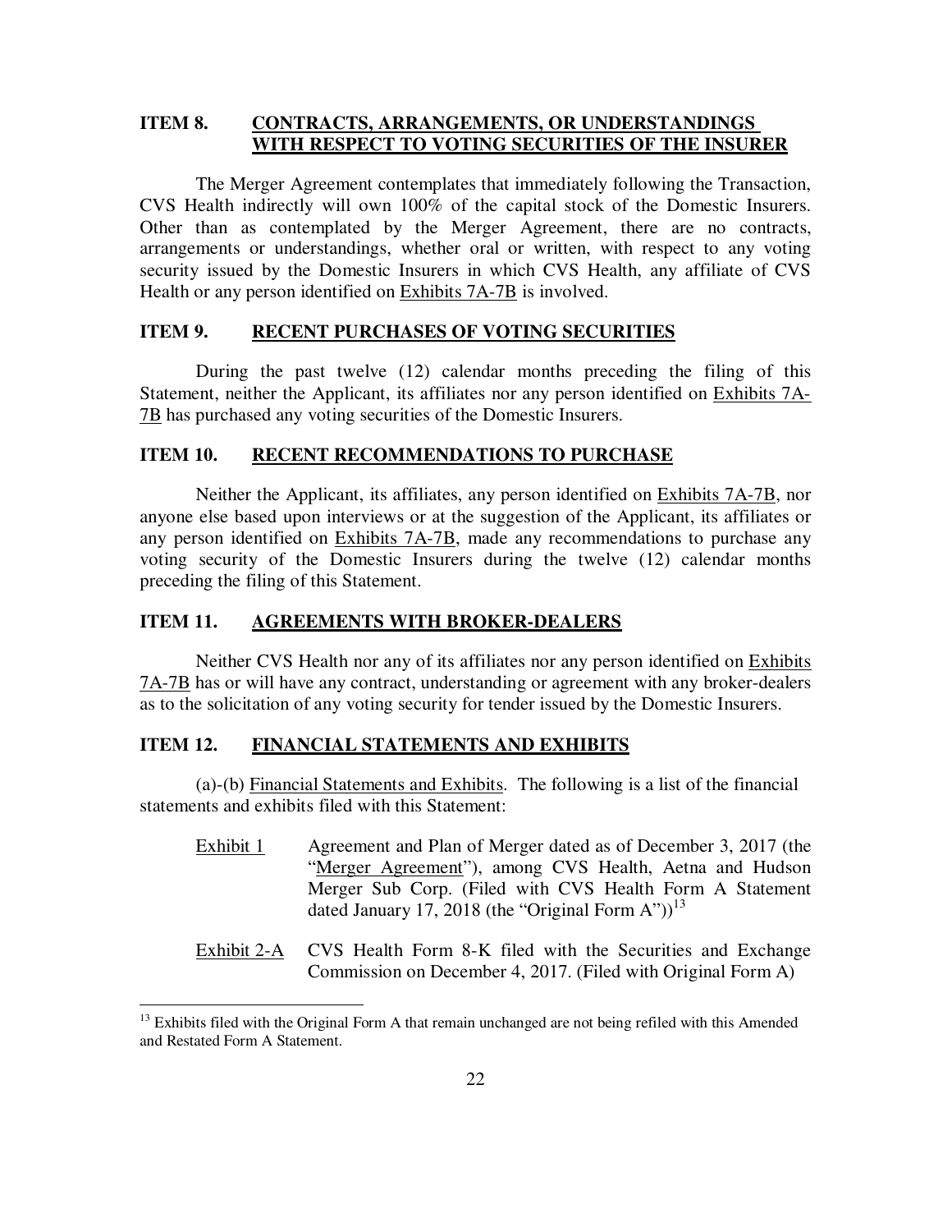## ITEM 8. CONTRACTS, ARRANGEMENTS, OR UNDERSTANDINGS WITH RESPECT TO VOTING SECURITIES OF THE INSURER

The Merger Agreement contemplates that immediately following the Transaction, CVS Health indirectly will own 100% of the capital stock of the Domestic Insurers. Other than as contemplated by the Merger Agreement, there are no contracts, arrangements or understandings, whether oral or written, with respect to any voting security issued by the Domestic Insurers in which CVS Health, any affiliate of CVS Health or any person identified on Exhibits 7A-7B is involved.

## ITEM 9. RECENT PURCHASES OF VOTING SECURITIES

During the past twelve (12) calendar months preceding the filing of this Statement, neither the Applicant, its affiliates nor any person identified on Exhibits 7A-7B has purchased any voting securities of the Domestic Insurers.

## ITEM 10. RECENT RECOMMENDATIONS TO PURCHASE

Neither the Applicant, its affiliates, any person identified on Exhibits 7A-7B, nor anyone else based upon interviews or at the suggestion of the Applicant, its affiliates or any person identified on Exhibits 7A-7B, made any recommendations to purchase any voting security of the Domestic Insurers during the twelve (12) calendar months preceding the filing of this Statement.

## ITEM 11. AGREEMENTS WITH BROKER-DEALERS

Neither CVS Health nor any of its affiliates nor any person identified on Exhibits 7A-7B has or will have any contract, understanding or agreement with any broker-dealers as to the solicitation of any voting security for tender issued by the Domestic Insurers.

## ITEM 12. FINANCIAL STATEMENTS AND EXHIBITS

(a)-(b) Financial Statements and Exhibits. The following is a list of the financial statements and exhibits filed with this Statement:

- Exhibit 1 — Agreement and Plan of Merger dated as of December 3, 2017 (the "Merger Agreement"), among CVS Health, Aetna and Hudson Merger Sub Corp. (Filed with CVS Health Form A Statement dated January 17, 2018 (the "Original Form A"))[13]

- Exhibit 2-A — CVS Health Form 8-K filed with the Securities and Exchange Commission on December 4, 2017. (Filed with Original Form A)

---

[13] Exhibits filed with the Original Form A that remain unchanged are not being refiled with this Amended and Restated Form A Statement.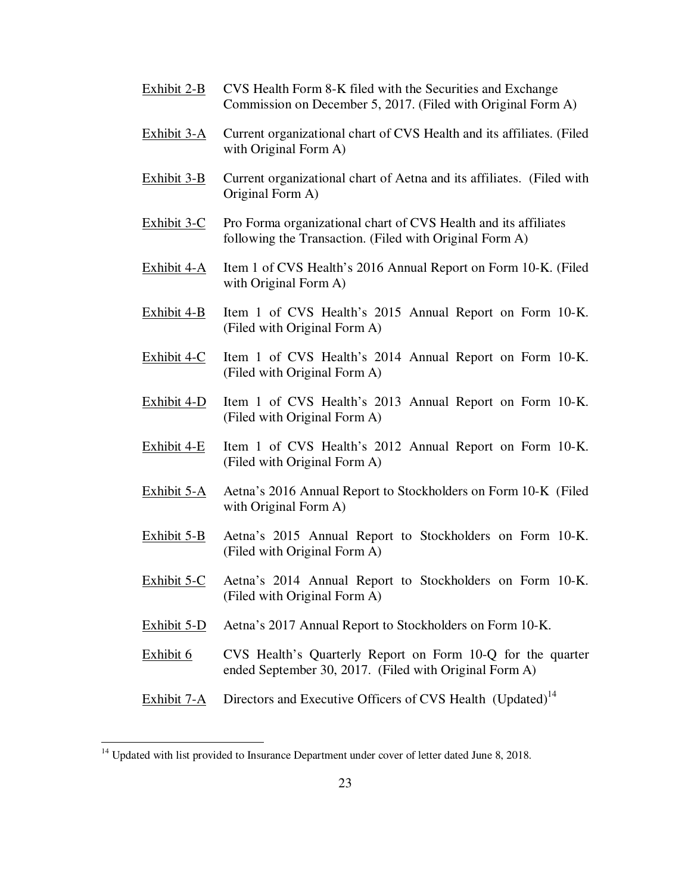<u>Exhibit 2-B</u> CVS Health Form 8-K filed with the Securities and Exchange Commission on December 5, 2017. (Filed with Original Form A)

<u>Exhibit 3-A</u> Current organizational chart of CVS Health and its affiliates. (Filed with Original Form A)

<u>Exhibit 3-B</u> Current organizational chart of Aetna and its affiliates. (Filed with Original Form A)

<u>Exhibit 3-C</u> Pro Forma organizational chart of CVS Health and its affiliates following the Transaction. (Filed with Original Form A)

<u>Exhibit 4-A</u> Item 1 of CVS Health's 2016 Annual Report on Form 10-K. (Filed with Original Form A)

<u>Exhibit 4-B</u> Item 1 of CVS Health's 2015 Annual Report on Form 10-K. (Filed with Original Form A)

<u>Exhibit 4-C</u> Item 1 of CVS Health's 2014 Annual Report on Form 10-K. (Filed with Original Form A)

<u>Exhibit 4-D</u> Item 1 of CVS Health's 2013 Annual Report on Form 10-K. (Filed with Original Form A)

<u>Exhibit 4-E</u> Item 1 of CVS Health's 2012 Annual Report on Form 10-K. (Filed with Original Form A)

<u>Exhibit 5-A</u> Aetna's 2016 Annual Report to Stockholders on Form 10-K (Filed with Original Form A)

<u>Exhibit 5-B</u> Aetna's 2015 Annual Report to Stockholders on Form 10-K. (Filed with Original Form A)

<u>Exhibit 5-C</u> Aetna's 2014 Annual Report to Stockholders on Form 10-K. (Filed with Original Form A)

<u>Exhibit 5-D</u> Aetna's 2017 Annual Report to Stockholders on Form 10-K.

<u>Exhibit 6</u> CVS Health's Quarterly Report on Form 10-Q for the quarter ended September 30, 2017. (Filed with Original Form A)

<u>Exhibit 7-A</u> Directors and Executive Officers of CVS Health (Updated)[14]

---

[14] Updated with list provided to Insurance Department under cover of letter dated June 8, 2018.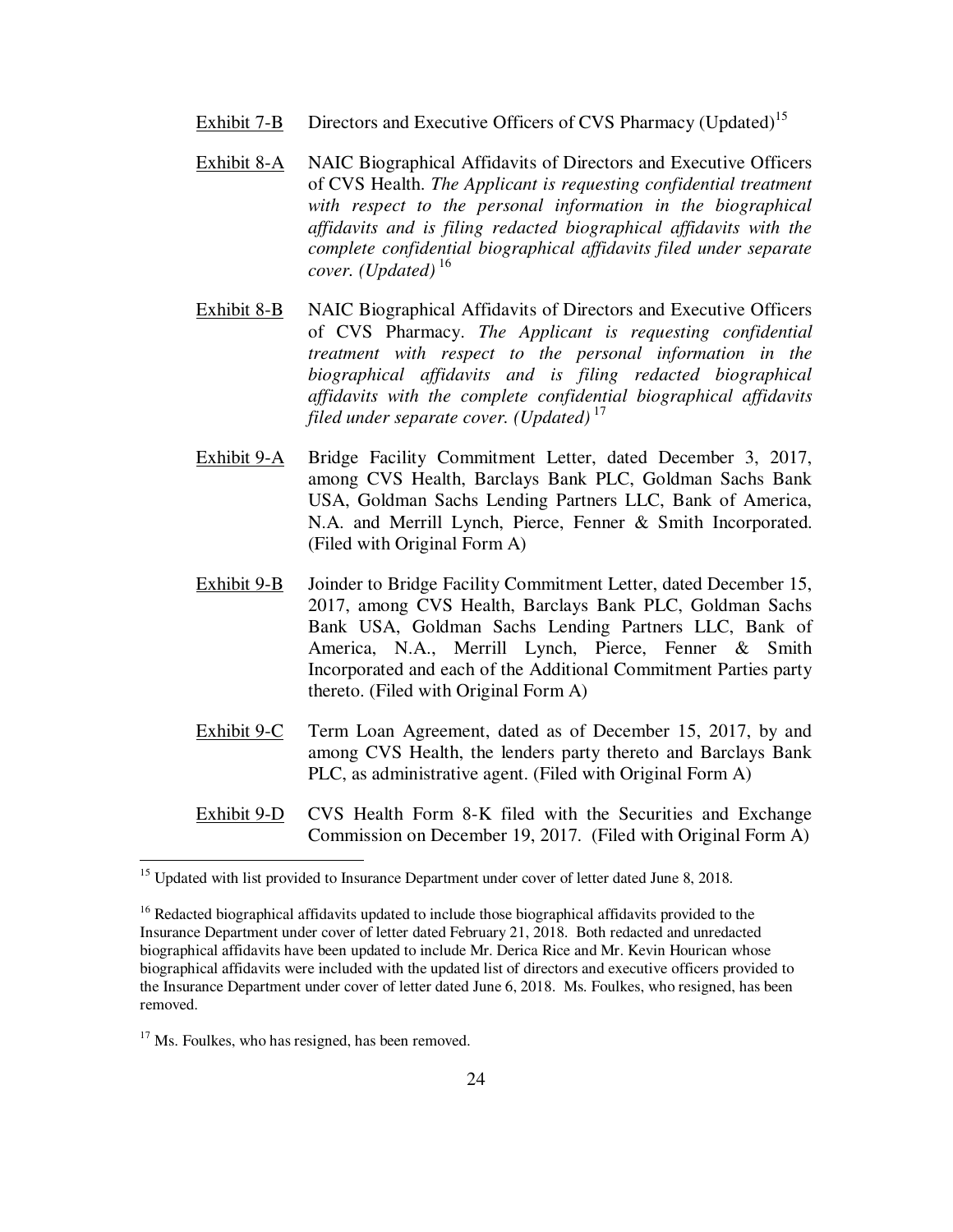Exhibit 7-B Directors and Executive Officers of CVS Pharmacy (Updated)[15]

Exhibit 8-A NAIC Biographical Affidavits of Directors and Executive Officers of CVS Health. *The Applicant is requesting confidential treatment with respect to the personal information in the biographical affidavits and is filing redacted biographical affidavits with the complete confidential biographical affidavits filed under separate cover. (Updated)* [16]

Exhibit 8-B NAIC Biographical Affidavits of Directors and Executive Officers of CVS Pharmacy. *The Applicant is requesting confidential treatment with respect to the personal information in the biographical affidavits and is filing redacted biographical affidavits with the complete confidential biographical affidavits filed under separate cover. (Updated)* [17]

Exhibit 9-A Bridge Facility Commitment Letter, dated December 3, 2017, among CVS Health, Barclays Bank PLC, Goldman Sachs Bank USA, Goldman Sachs Lending Partners LLC, Bank of America, N.A. and Merrill Lynch, Pierce, Fenner & Smith Incorporated. (Filed with Original Form A)

Exhibit 9-B Joinder to Bridge Facility Commitment Letter, dated December 15, 2017, among CVS Health, Barclays Bank PLC, Goldman Sachs Bank USA, Goldman Sachs Lending Partners LLC, Bank of America, N.A., Merrill Lynch, Pierce, Fenner & Smith Incorporated and each of the Additional Commitment Parties party thereto. (Filed with Original Form A)

Exhibit 9-C Term Loan Agreement, dated as of December 15, 2017, by and among CVS Health, the lenders party thereto and Barclays Bank PLC, as administrative agent. (Filed with Original Form A)

Exhibit 9-D CVS Health Form 8-K filed with the Securities and Exchange Commission on December 19, 2017. (Filed with Original Form A)

---

[15] Updated with list provided to Insurance Department under cover of letter dated June 8, 2018.

[16] Redacted biographical affidavits updated to include those biographical affidavits provided to the Insurance Department under cover of letter dated February 21, 2018. Both redacted and unredacted biographical affidavits have been updated to include Mr. Derica Rice and Mr. Kevin Hourican whose biographical affidavits were included with the updated list of directors and executive officers provided to the Insurance Department under cover of letter dated June 6, 2018. Ms. Foulkes, who resigned, has been removed.

[17] Ms. Foulkes, who has resigned, has been removed.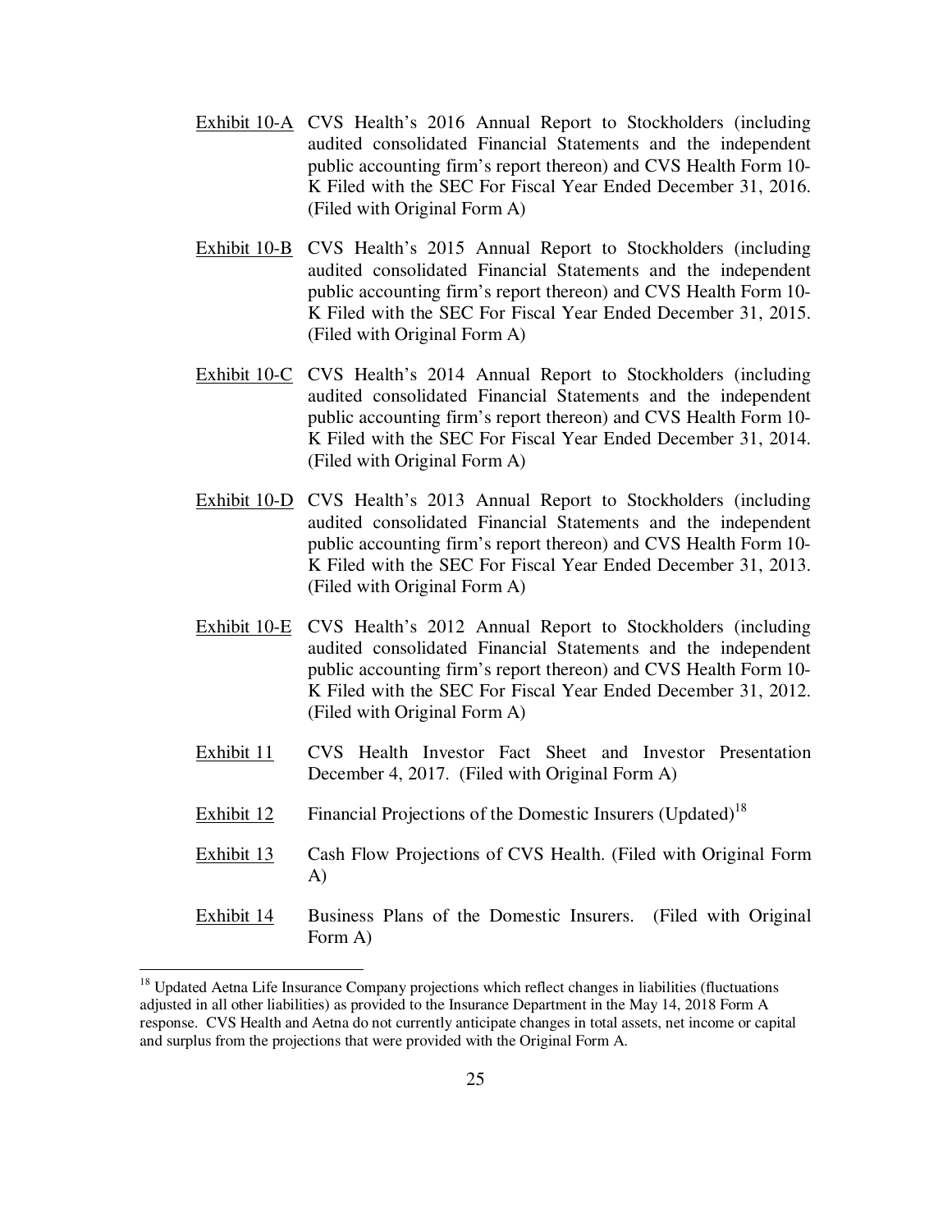Exhibit 10-A CVS Health's 2016 Annual Report to Stockholders (including audited consolidated Financial Statements and the independent public accounting firm's report thereon) and CVS Health Form 10-K Filed with the SEC For Fiscal Year Ended December 31, 2016. (Filed with Original Form A)

Exhibit 10-B CVS Health's 2015 Annual Report to Stockholders (including audited consolidated Financial Statements and the independent public accounting firm's report thereon) and CVS Health Form 10-K Filed with the SEC For Fiscal Year Ended December 31, 2015. (Filed with Original Form A)

Exhibit 10-C CVS Health's 2014 Annual Report to Stockholders (including audited consolidated Financial Statements and the independent public accounting firm's report thereon) and CVS Health Form 10-K Filed with the SEC For Fiscal Year Ended December 31, 2014. (Filed with Original Form A)

Exhibit 10-D CVS Health's 2013 Annual Report to Stockholders (including audited consolidated Financial Statements and the independent public accounting firm's report thereon) and CVS Health Form 10-K Filed with the SEC For Fiscal Year Ended December 31, 2013. (Filed with Original Form A)

Exhibit 10-E CVS Health's 2012 Annual Report to Stockholders (including audited consolidated Financial Statements and the independent public accounting firm's report thereon) and CVS Health Form 10-K Filed with the SEC For Fiscal Year Ended December 31, 2012. (Filed with Original Form A)

Exhibit 11 CVS Health Investor Fact Sheet and Investor Presentation December 4, 2017. (Filed with Original Form A)

Exhibit 12 Financial Projections of the Domestic Insurers (Updated)[18]

Exhibit 13 Cash Flow Projections of CVS Health. (Filed with Original Form A)

Exhibit 14 Business Plans of the Domestic Insurers. (Filed with Original Form A)

---

[18] Updated Aetna Life Insurance Company projections which reflect changes in liabilities (fluctuations adjusted in all other liabilities) as provided to the Insurance Department in the May 14, 2018 Form A response. CVS Health and Aetna do not currently anticipate changes in total assets, net income or capital and surplus from the projections that were provided with the Original Form A.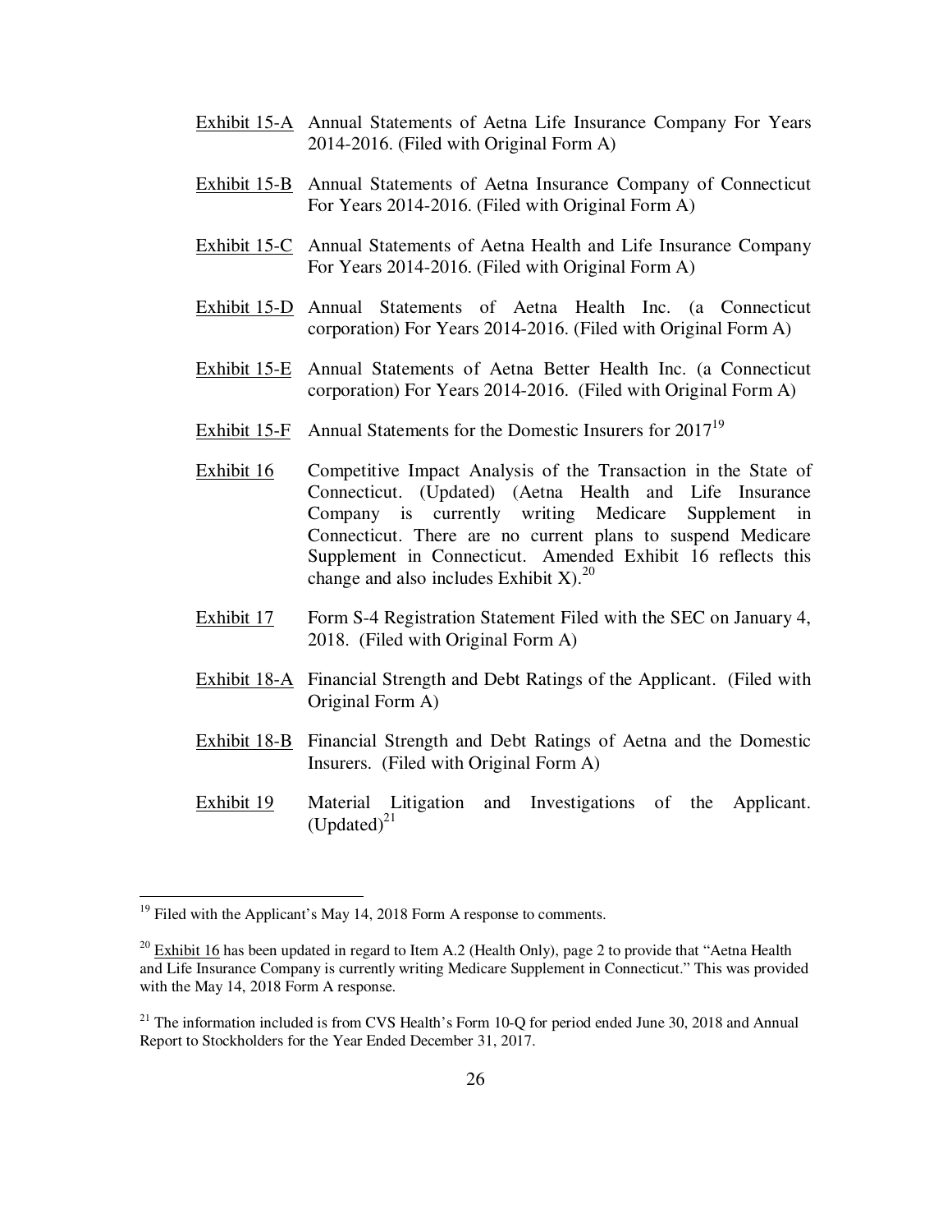<u>Exhibit 15-A</u> Annual Statements of Aetna Life Insurance Company For Years 2014-2016. (Filed with Original Form A)

<u>Exhibit 15-B</u> Annual Statements of Aetna Insurance Company of Connecticut For Years 2014-2016. (Filed with Original Form A)

<u>Exhibit 15-C</u> Annual Statements of Aetna Health and Life Insurance Company For Years 2014-2016. (Filed with Original Form A)

<u>Exhibit 15-D</u> Annual Statements of Aetna Health Inc. (a Connecticut corporation) For Years 2014-2016. (Filed with Original Form A)

<u>Exhibit 15-E</u> Annual Statements of Aetna Better Health Inc. (a Connecticut corporation) For Years 2014-2016. (Filed with Original Form A)

<u>Exhibit 15-F</u> Annual Statements for the Domestic Insurers for 2017[19]

<u>Exhibit 16</u> Competitive Impact Analysis of the Transaction in the State of Connecticut. (Updated) (Aetna Health and Life Insurance Company is currently writing Medicare Supplement in Connecticut. There are no current plans to suspend Medicare Supplement in Connecticut. Amended Exhibit 16 reflects this change and also includes Exhibit X).[20]

<u>Exhibit 17</u> Form S-4 Registration Statement Filed with the SEC on January 4, 2018. (Filed with Original Form A)

<u>Exhibit 18-A</u> Financial Strength and Debt Ratings of the Applicant. (Filed with Original Form A)

<u>Exhibit 18-B</u> Financial Strength and Debt Ratings of Aetna and the Domestic Insurers. (Filed with Original Form A)

<u>Exhibit 19</u> Material Litigation and Investigations of the Applicant. (Updated)[21]

---

[19] Filed with the Applicant's May 14, 2018 Form A response to comments.

[20] <u>Exhibit 16</u> has been updated in regard to Item A.2 (Health Only), page 2 to provide that "Aetna Health and Life Insurance Company is currently writing Medicare Supplement in Connecticut." This was provided with the May 14, 2018 Form A response.

[21] The information included is from CVS Health's Form 10-Q for period ended June 30, 2018 and Annual Report to Stockholders for the Year Ended December 31, 2017.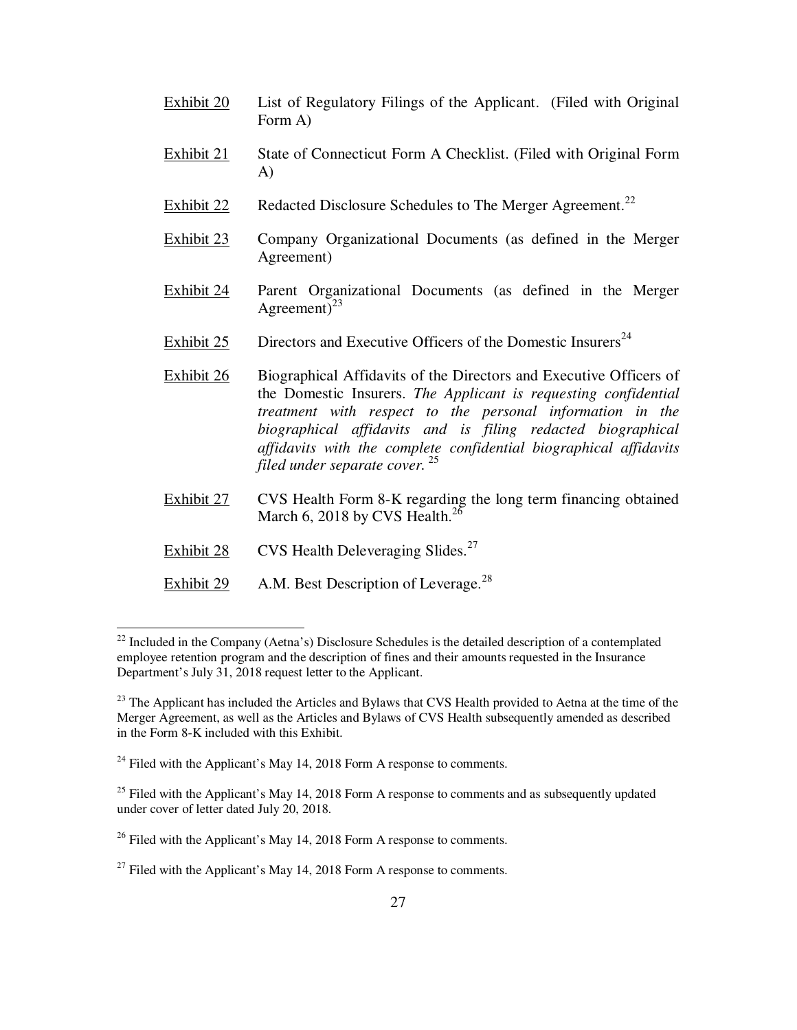Exhibit 20 List of Regulatory Filings of the Applicant. (Filed with Original Form A)

Exhibit 21 State of Connecticut Form A Checklist. (Filed with Original Form A)

Exhibit 22 Redacted Disclosure Schedules to The Merger Agreement.[22]

Exhibit 23 Company Organizational Documents (as defined in the Merger Agreement)

Exhibit 24 Parent Organizational Documents (as defined in the Merger Agreement)[23]

Exhibit 25 Directors and Executive Officers of the Domestic Insurers[24]

Exhibit 26 Biographical Affidavits of the Directors and Executive Officers of the Domestic Insurers. *The Applicant is requesting confidential treatment with respect to the personal information in the biographical affidavits and is filing redacted biographical affidavits with the complete confidential biographical affidavits filed under separate cover.* [25]

Exhibit 27 CVS Health Form 8-K regarding the long term financing obtained March 6, 2018 by CVS Health.[26]

Exhibit 28 CVS Health Deleveraging Slides.[27]

Exhibit 29 A.M. Best Description of Leverage.[28]

---

[22] Included in the Company (Aetna's) Disclosure Schedules is the detailed description of a contemplated employee retention program and the description of fines and their amounts requested in the Insurance Department's July 31, 2018 request letter to the Applicant.

[23] The Applicant has included the Articles and Bylaws that CVS Health provided to Aetna at the time of the Merger Agreement, as well as the Articles and Bylaws of CVS Health subsequently amended as described in the Form 8-K included with this Exhibit.

[24] Filed with the Applicant's May 14, 2018 Form A response to comments.

[25] Filed with the Applicant's May 14, 2018 Form A response to comments and as subsequently updated under cover of letter dated July 20, 2018.

[26] Filed with the Applicant's May 14, 2018 Form A response to comments.

[27] Filed with the Applicant's May 14, 2018 Form A response to comments.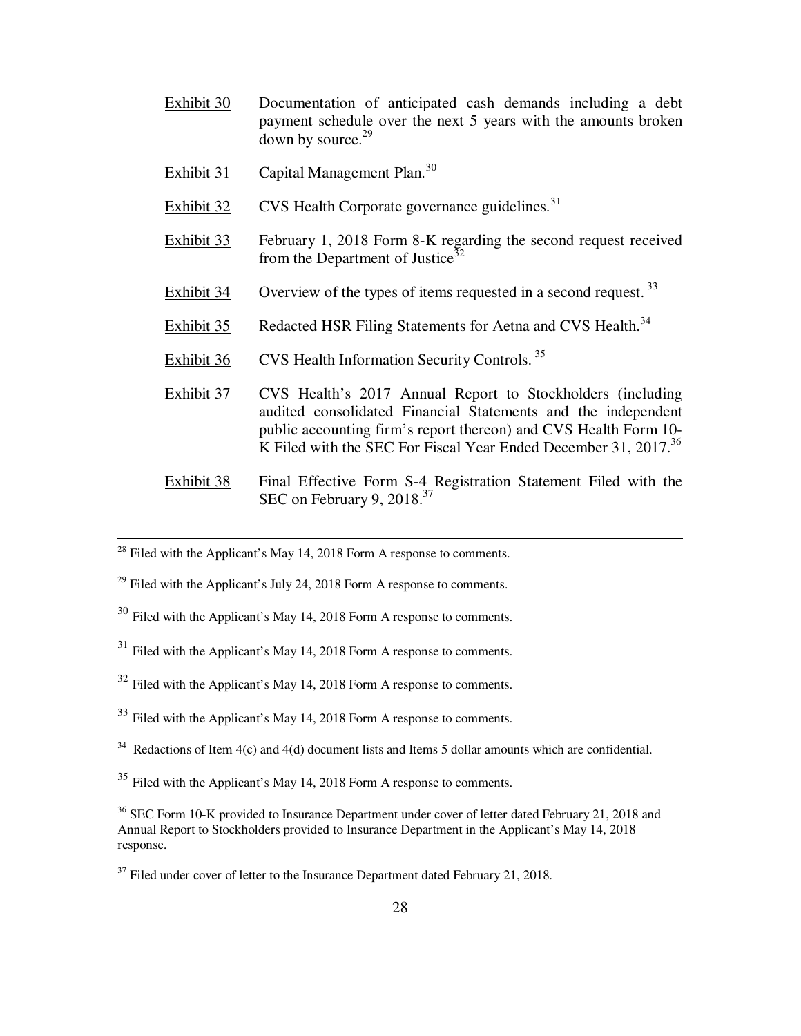<u>Exhibit 30</u> Documentation of anticipated cash demands including a debt payment schedule over the next 5 years with the amounts broken down by source.[29]

<u>Exhibit 31</u> Capital Management Plan.[30]

<u>Exhibit 32</u> CVS Health Corporate governance guidelines.[31]

<u>Exhibit 33</u> February 1, 2018 Form 8-K regarding the second request received from the Department of Justice[32]

<u>Exhibit 34</u> Overview of the types of items requested in a second request.[33]

<u>Exhibit 35</u> Redacted HSR Filing Statements for Aetna and CVS Health.[34]

<u>Exhibit 36</u> CVS Health Information Security Controls.[35]

<u>Exhibit 37</u> CVS Health's 2017 Annual Report to Stockholders (including audited consolidated Financial Statements and the independent public accounting firm's report thereon) and CVS Health Form 10-K Filed with the SEC For Fiscal Year Ended December 31, 2017.[36]

<u>Exhibit 38</u> Final Effective Form S-4 Registration Statement Filed with the SEC on February 9, 2018.[37]

---

[28] Filed with the Applicant's May 14, 2018 Form A response to comments.

[29] Filed with the Applicant's July 24, 2018 Form A response to comments.

[30] Filed with the Applicant's May 14, 2018 Form A response to comments.

[31] Filed with the Applicant's May 14, 2018 Form A response to comments.

[32] Filed with the Applicant's May 14, 2018 Form A response to comments.

[33] Filed with the Applicant's May 14, 2018 Form A response to comments.

[34] Redactions of Item 4(c) and 4(d) document lists and Items 5 dollar amounts which are confidential.

[35] Filed with the Applicant's May 14, 2018 Form A response to comments.

[36] SEC Form 10-K provided to Insurance Department under cover of letter dated February 21, 2018 and Annual Report to Stockholders provided to Insurance Department in the Applicant's May 14, 2018 response.

[37] Filed under cover of letter to the Insurance Department dated February 21, 2018.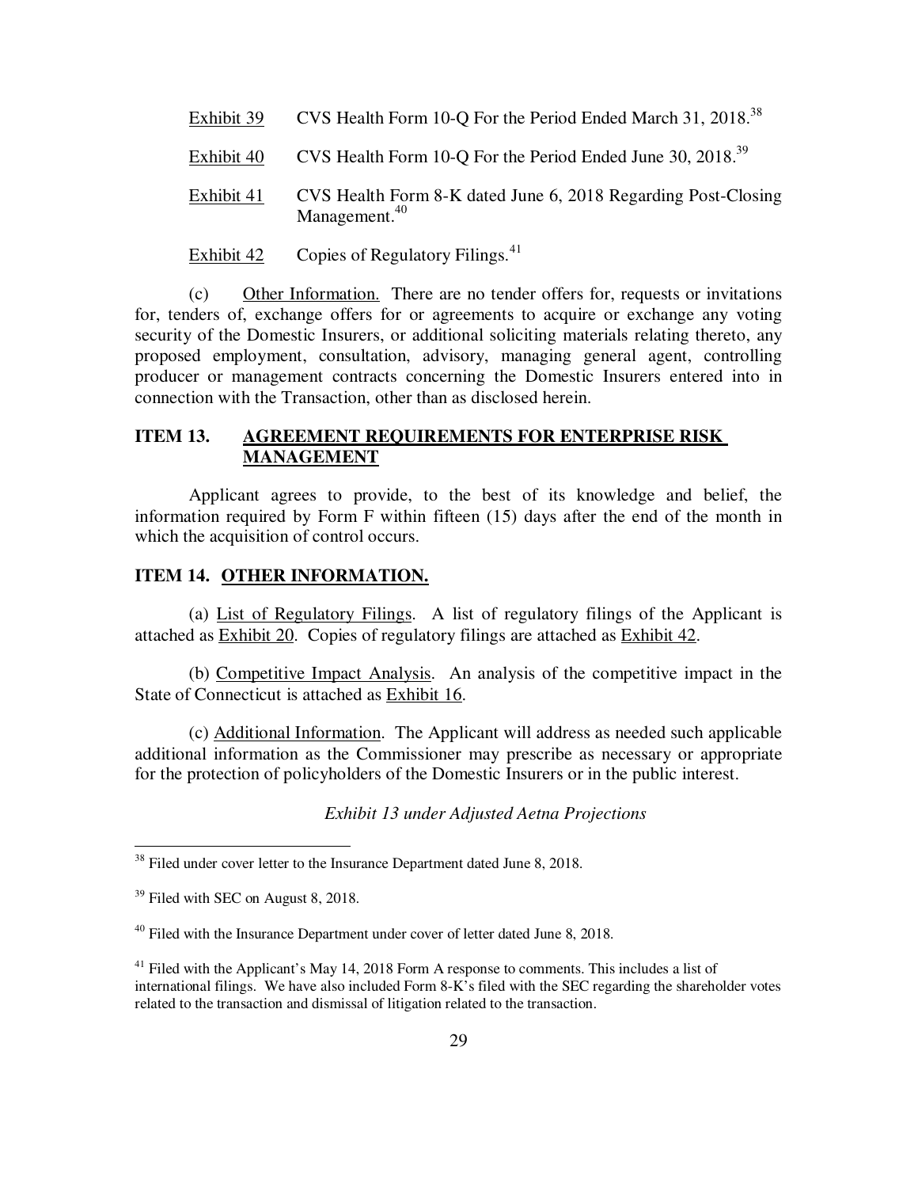Exhibit 39 CVS Health Form 10-Q For the Period Ended March 31, 2018.[38]

Exhibit 40 CVS Health Form 10-Q For the Period Ended June 30, 2018.[39]

Exhibit 41 CVS Health Form 8-K dated June 6, 2018 Regarding Post-Closing Management.[40]

Exhibit 42 Copies of Regulatory Filings.[41]

(c) Other Information. There are no tender offers for, requests or invitations for, tenders of, exchange offers for or agreements to acquire or exchange any voting security of the Domestic Insurers, or additional soliciting materials relating thereto, any proposed employment, consultation, advisory, managing general agent, controlling producer or management contracts concerning the Domestic Insurers entered into in connection with the Transaction, other than as disclosed herein.

## ITEM 13. AGREEMENT REQUIREMENTS FOR ENTERPRISE RISK MANAGEMENT

Applicant agrees to provide, to the best of its knowledge and belief, the information required by Form F within fifteen (15) days after the end of the month in which the acquisition of control occurs.

## ITEM 14. OTHER INFORMATION.

(a) List of Regulatory Filings. A list of regulatory filings of the Applicant is attached as Exhibit 20. Copies of regulatory filings are attached as Exhibit 42.

(b) Competitive Impact Analysis. An analysis of the competitive impact in the State of Connecticut is attached as Exhibit 16.

(c) Additional Information. The Applicant will address as needed such applicable additional information as the Commissioner may prescribe as necessary or appropriate for the protection of policyholders of the Domestic Insurers or in the public interest.

*Exhibit 13 under Adjusted Aetna Projections*

---

[38] Filed under cover letter to the Insurance Department dated June 8, 2018.

[39] Filed with SEC on August 8, 2018.

[40] Filed with the Insurance Department under cover of letter dated June 8, 2018.

[41] Filed with the Applicant's May 14, 2018 Form A response to comments. This includes a list of international filings. We have also included Form 8-K's filed with the SEC regarding the shareholder votes related to the transaction and dismissal of litigation related to the transaction.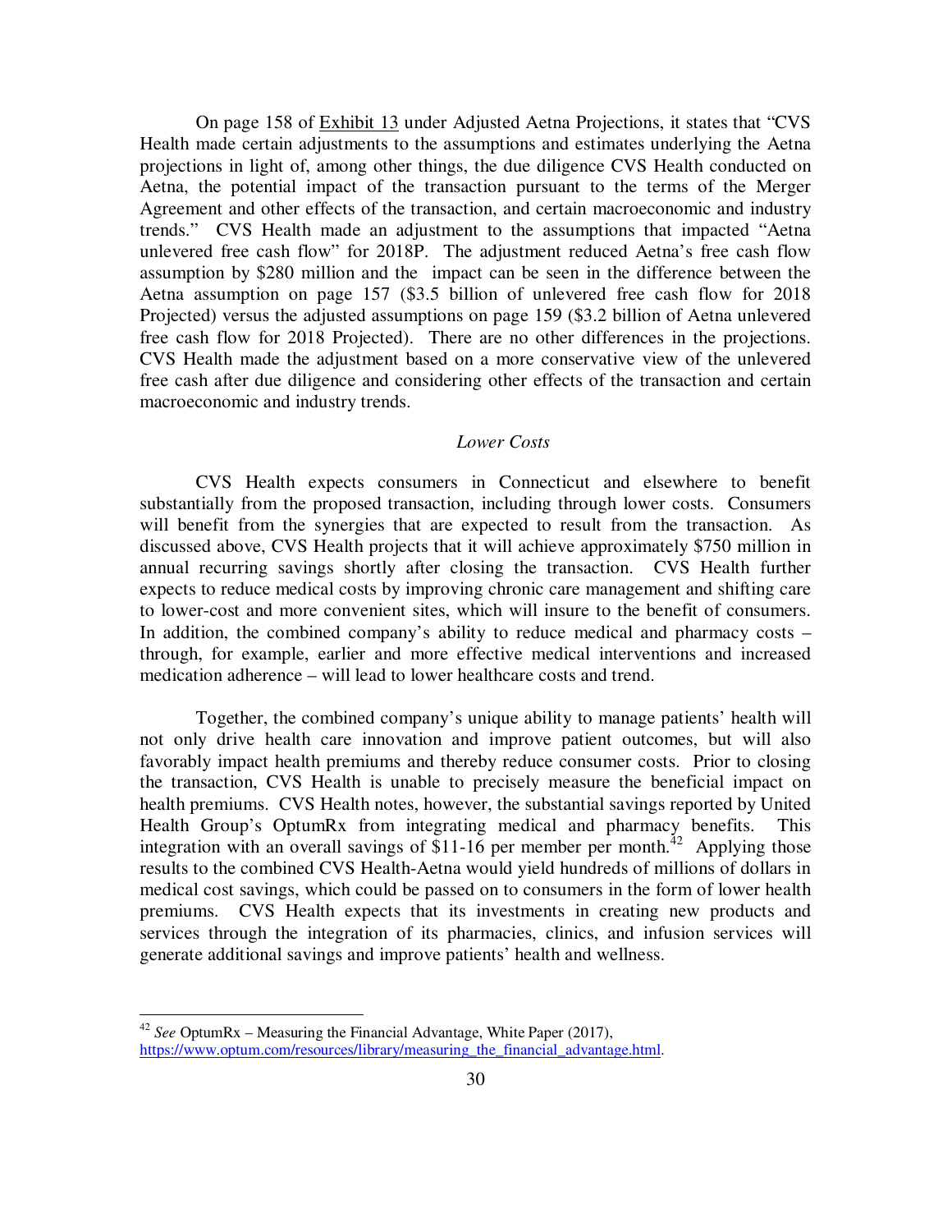On page 158 of Exhibit 13 under Adjusted Aetna Projections, it states that "CVS Health made certain adjustments to the assumptions and estimates underlying the Aetna projections in light of, among other things, the due diligence CVS Health conducted on Aetna, the potential impact of the transaction pursuant to the terms of the Merger Agreement and other effects of the transaction, and certain macroeconomic and industry trends." CVS Health made an adjustment to the assumptions that impacted "Aetna unlevered free cash flow" for 2018P. The adjustment reduced Aetna's free cash flow assumption by $280 million and the impact can be seen in the difference between the Aetna assumption on page 157 ($3.5 billion of unlevered free cash flow for 2018 Projected) versus the adjusted assumptions on page 159 ($3.2 billion of Aetna unlevered free cash flow for 2018 Projected). There are no other differences in the projections. CVS Health made the adjustment based on a more conservative view of the unlevered free cash after due diligence and considering other effects of the transaction and certain macroeconomic and industry trends.

*Lower Costs*

CVS Health expects consumers in Connecticut and elsewhere to benefit substantially from the proposed transaction, including through lower costs. Consumers will benefit from the synergies that are expected to result from the transaction. As discussed above, CVS Health projects that it will achieve approximately $750 million in annual recurring savings shortly after closing the transaction. CVS Health further expects to reduce medical costs by improving chronic care management and shifting care to lower-cost and more convenient sites, which will insure to the benefit of consumers. In addition, the combined company's ability to reduce medical and pharmacy costs – through, for example, earlier and more effective medical interventions and increased medication adherence – will lead to lower healthcare costs and trend.

Together, the combined company's unique ability to manage patients' health will not only drive health care innovation and improve patient outcomes, but will also favorably impact health premiums and thereby reduce consumer costs. Prior to closing the transaction, CVS Health is unable to precisely measure the beneficial impact on health premiums. CVS Health notes, however, the substantial savings reported by United Health Group's OptumRx from integrating medical and pharmacy benefits. This integration with an overall savings of $11-16 per member per month.[42] Applying those results to the combined CVS Health-Aetna would yield hundreds of millions of dollars in medical cost savings, which could be passed on to consumers in the form of lower health premiums. CVS Health expects that its investments in creating new products and services through the integration of its pharmacies, clinics, and infusion services will generate additional savings and improve patients' health and wellness.

---

[42] *See* OptumRx – Measuring the Financial Advantage, White Paper (2017), https://www.optum.com/resources/library/measuring_the_financial_advantage.html.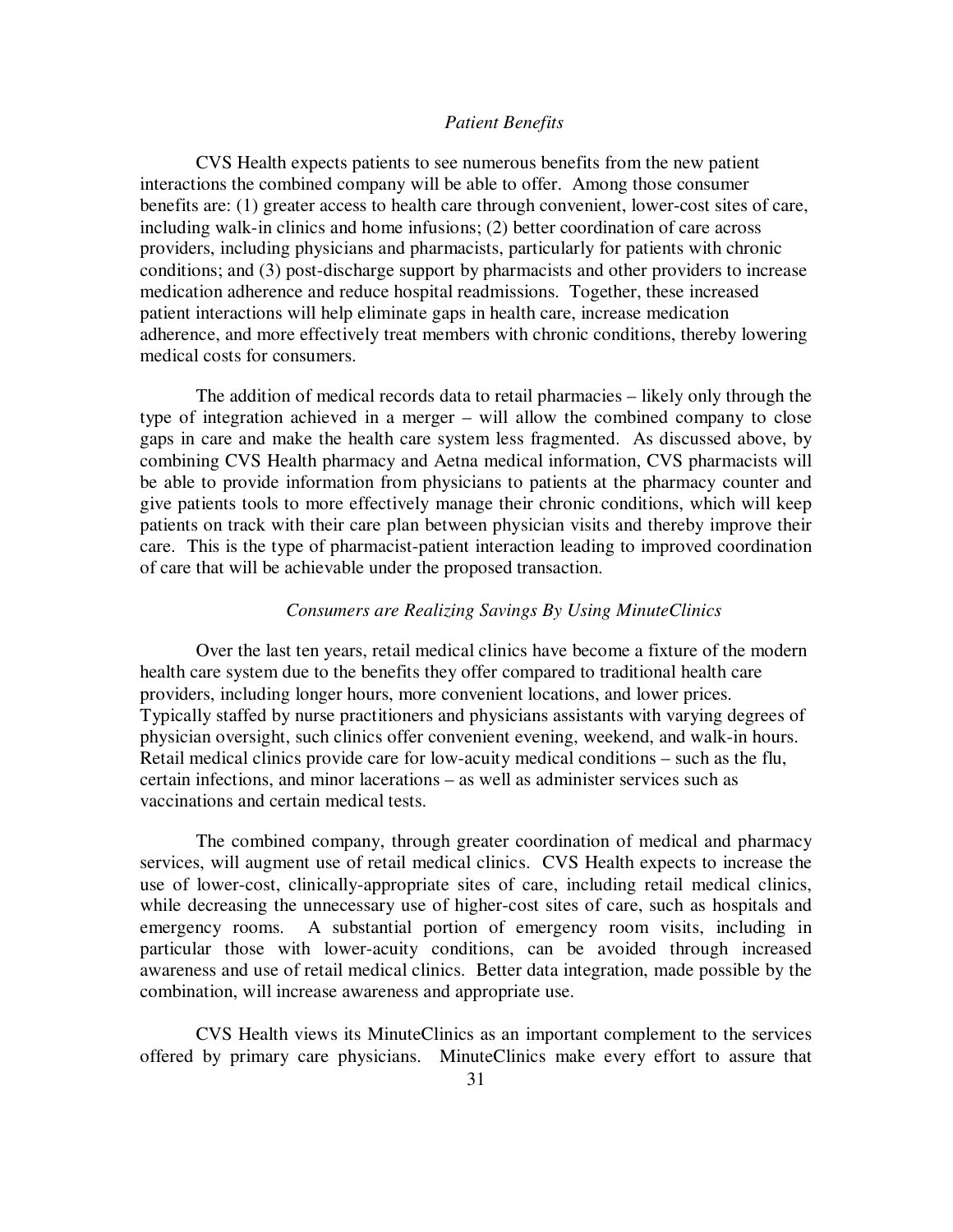*Patient Benefits*

CVS Health expects patients to see numerous benefits from the new patient interactions the combined company will be able to offer. Among those consumer benefits are: (1) greater access to health care through convenient, lower-cost sites of care, including walk-in clinics and home infusions; (2) better coordination of care across providers, including physicians and pharmacists, particularly for patients with chronic conditions; and (3) post-discharge support by pharmacists and other providers to increase medication adherence and reduce hospital readmissions. Together, these increased patient interactions will help eliminate gaps in health care, increase medication adherence, and more effectively treat members with chronic conditions, thereby lowering medical costs for consumers.

The addition of medical records data to retail pharmacies – likely only through the type of integration achieved in a merger – will allow the combined company to close gaps in care and make the health care system less fragmented. As discussed above, by combining CVS Health pharmacy and Aetna medical information, CVS pharmacists will be able to provide information from physicians to patients at the pharmacy counter and give patients tools to more effectively manage their chronic conditions, which will keep patients on track with their care plan between physician visits and thereby improve their care. This is the type of pharmacist-patient interaction leading to improved coordination of care that will be achievable under the proposed transaction.

*Consumers are Realizing Savings By Using MinuteClinics*

Over the last ten years, retail medical clinics have become a fixture of the modern health care system due to the benefits they offer compared to traditional health care providers, including longer hours, more convenient locations, and lower prices. Typically staffed by nurse practitioners and physicians assistants with varying degrees of physician oversight, such clinics offer convenient evening, weekend, and walk-in hours. Retail medical clinics provide care for low-acuity medical conditions – such as the flu, certain infections, and minor lacerations – as well as administer services such as vaccinations and certain medical tests.

The combined company, through greater coordination of medical and pharmacy services, will augment use of retail medical clinics. CVS Health expects to increase the use of lower-cost, clinically-appropriate sites of care, including retail medical clinics, while decreasing the unnecessary use of higher-cost sites of care, such as hospitals and emergency rooms. A substantial portion of emergency room visits, including in particular those with lower-acuity conditions, can be avoided through increased awareness and use of retail medical clinics. Better data integration, made possible by the combination, will increase awareness and appropriate use.

CVS Health views its MinuteClinics as an important complement to the services offered by primary care physicians. MinuteClinics make every effort to assure that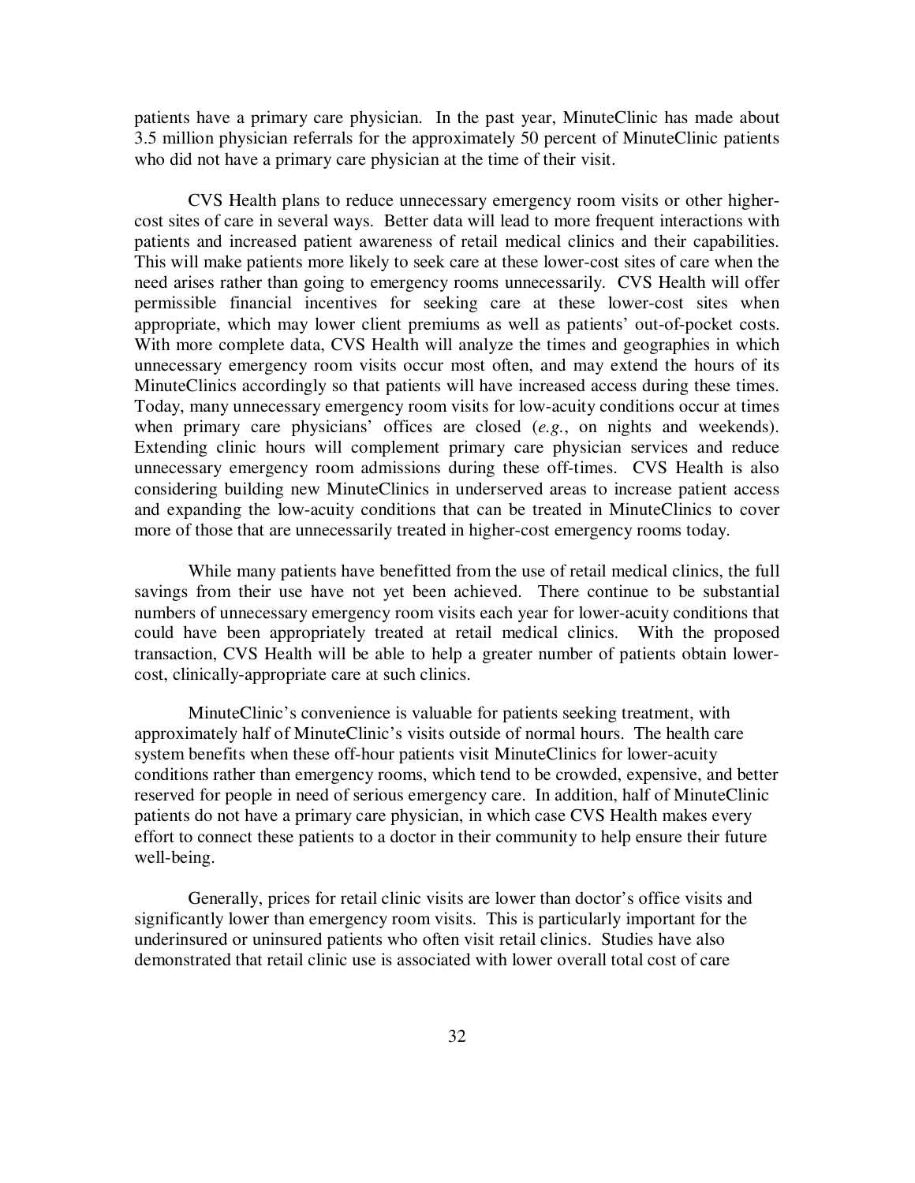patients have a primary care physician. In the past year, MinuteClinic has made about 3.5 million physician referrals for the approximately 50 percent of MinuteClinic patients who did not have a primary care physician at the time of their visit.

CVS Health plans to reduce unnecessary emergency room visits or other higher-cost sites of care in several ways. Better data will lead to more frequent interactions with patients and increased patient awareness of retail medical clinics and their capabilities. This will make patients more likely to seek care at these lower-cost sites of care when the need arises rather than going to emergency rooms unnecessarily. CVS Health will offer permissible financial incentives for seeking care at these lower-cost sites when appropriate, which may lower client premiums as well as patients' out-of-pocket costs. With more complete data, CVS Health will analyze the times and geographies in which unnecessary emergency room visits occur most often, and may extend the hours of its MinuteClinics accordingly so that patients will have increased access during these times. Today, many unnecessary emergency room visits for low-acuity conditions occur at times when primary care physicians' offices are closed (*e.g.*, on nights and weekends). Extending clinic hours will complement primary care physician services and reduce unnecessary emergency room admissions during these off-times. CVS Health is also considering building new MinuteClinics in underserved areas to increase patient access and expanding the low-acuity conditions that can be treated in MinuteClinics to cover more of those that are unnecessarily treated in higher-cost emergency rooms today.

While many patients have benefitted from the use of retail medical clinics, the full savings from their use have not yet been achieved. There continue to be substantial numbers of unnecessary emergency room visits each year for lower-acuity conditions that could have been appropriately treated at retail medical clinics. With the proposed transaction, CVS Health will be able to help a greater number of patients obtain lower-cost, clinically-appropriate care at such clinics.

MinuteClinic's convenience is valuable for patients seeking treatment, with approximately half of MinuteClinic's visits outside of normal hours. The health care system benefits when these off-hour patients visit MinuteClinics for lower-acuity conditions rather than emergency rooms, which tend to be crowded, expensive, and better reserved for people in need of serious emergency care. In addition, half of MinuteClinic patients do not have a primary care physician, in which case CVS Health makes every effort to connect these patients to a doctor in their community to help ensure their future well-being.

Generally, prices for retail clinic visits are lower than doctor's office visits and significantly lower than emergency room visits. This is particularly important for the underinsured or uninsured patients who often visit retail clinics. Studies have also demonstrated that retail clinic use is associated with lower overall total cost of care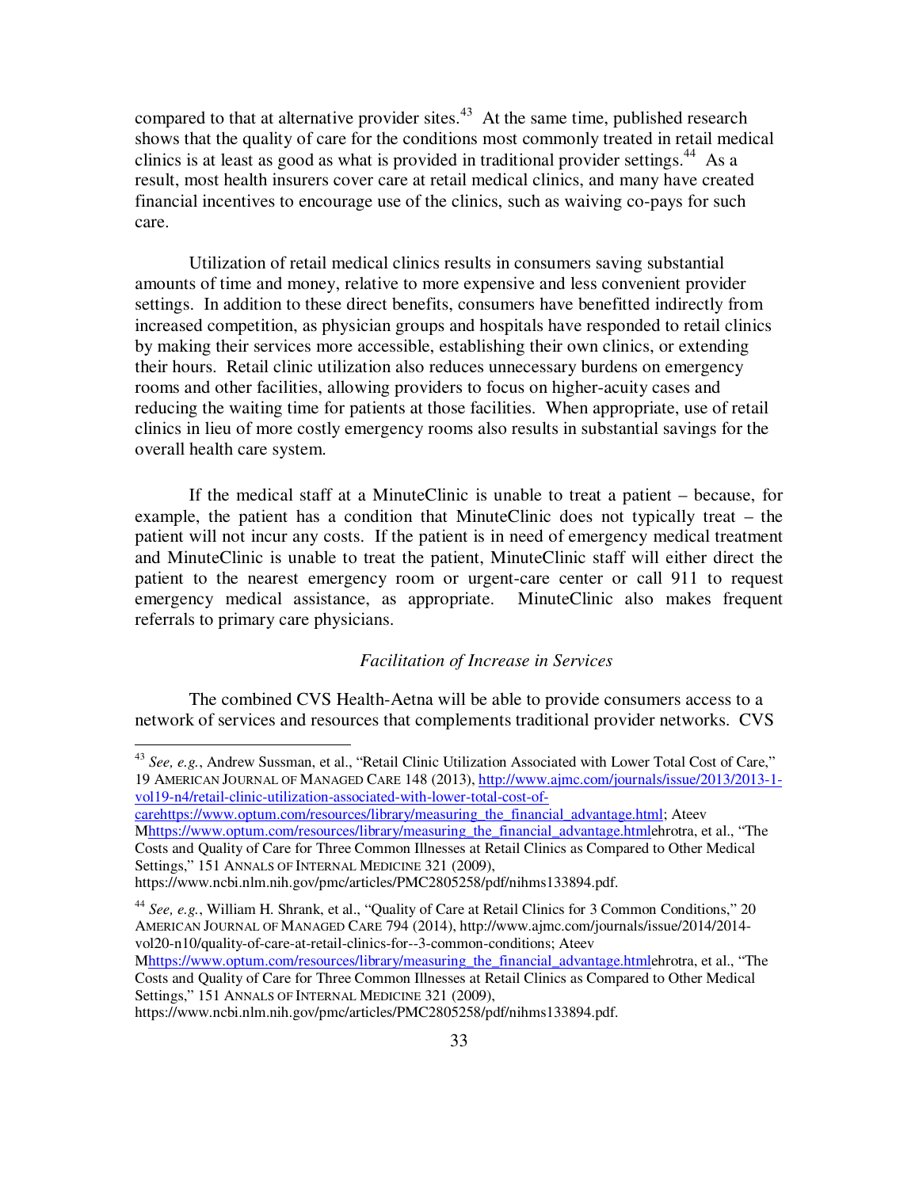compared to that at alternative provider sites.[43] At the same time, published research shows that the quality of care for the conditions most commonly treated in retail medical clinics is at least as good as what is provided in traditional provider settings.[44] As a result, most health insurers cover care at retail medical clinics, and many have created financial incentives to encourage use of the clinics, such as waiving co-pays for such care.

Utilization of retail medical clinics results in consumers saving substantial amounts of time and money, relative to more expensive and less convenient provider settings. In addition to these direct benefits, consumers have benefitted indirectly from increased competition, as physician groups and hospitals have responded to retail clinics by making their services more accessible, establishing their own clinics, or extending their hours. Retail clinic utilization also reduces unnecessary burdens on emergency rooms and other facilities, allowing providers to focus on higher-acuity cases and reducing the waiting time for patients at those facilities. When appropriate, use of retail clinics in lieu of more costly emergency rooms also results in substantial savings for the overall health care system.

If the medical staff at a MinuteClinic is unable to treat a patient – because, for example, the patient has a condition that MinuteClinic does not typically treat – the patient will not incur any costs. If the patient is in need of emergency medical treatment and MinuteClinic is unable to treat the patient, MinuteClinic staff will either direct the patient to the nearest emergency room or urgent-care center or call 911 to request emergency medical assistance, as appropriate. MinuteClinic also makes frequent referrals to primary care physicians.

*Facilitation of Increase in Services*

The combined CVS Health-Aetna will be able to provide consumers access to a network of services and resources that complements traditional provider networks. CVS

---

[43] *See, e.g.*, Andrew Sussman, et al., "Retail Clinic Utilization Associated with Lower Total Cost of Care," 19 AMERICAN JOURNAL OF MANAGED CARE 148 (2013), http://www.ajmc.com/journals/issue/2013/2013-1-vol19-n4/retail-clinic-utilization-associated-with-lower-total-cost-of-carehttps://www.optum.com/resources/library/measuring_the_financial_advantage.html; Ateev Mhttps://www.optum.com/resources/library/measuring_the_financial_advantage.htmlehrotra, et al., "The Costs and Quality of Care for Three Common Illnesses at Retail Clinics as Compared to Other Medical Settings," 151 ANNALS OF INTERNAL MEDICINE 321 (2009), https://www.ncbi.nlm.nih.gov/pmc/articles/PMC2805258/pdf/nihms133894.pdf.

[44] *See, e.g.*, William H. Shrank, et al., "Quality of Care at Retail Clinics for 3 Common Conditions," 20 AMERICAN JOURNAL OF MANAGED CARE 794 (2014), http://www.ajmc.com/journals/issue/2014/2014-vol20-n10/quality-of-care-at-retail-clinics-for--3-common-conditions; Ateev Mhttps://www.optum.com/resources/library/measuring_the_financial_advantage.htmlehrotra, et al., "The Costs and Quality of Care for Three Common Illnesses at Retail Clinics as Compared to Other Medical Settings," 151 ANNALS OF INTERNAL MEDICINE 321 (2009), https://www.ncbi.nlm.nih.gov/pmc/articles/PMC2805258/pdf/nihms133894.pdf.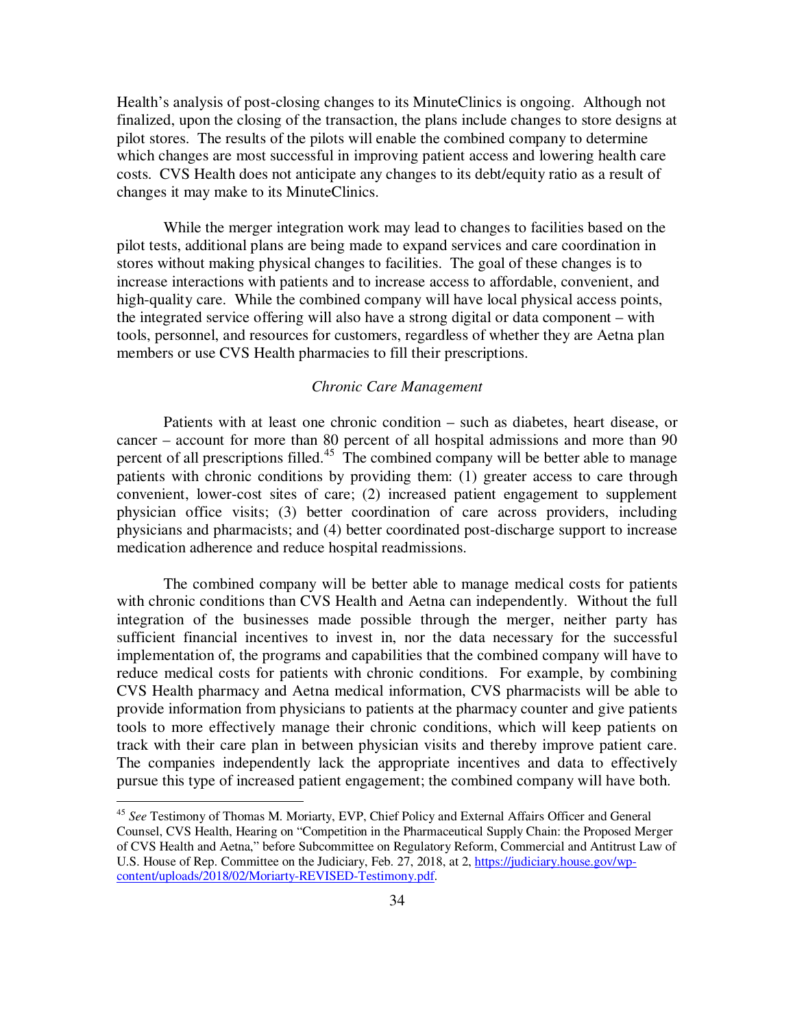Health's analysis of post-closing changes to its MinuteClinics is ongoing. Although not finalized, upon the closing of the transaction, the plans include changes to store designs at pilot stores. The results of the pilots will enable the combined company to determine which changes are most successful in improving patient access and lowering health care costs. CVS Health does not anticipate any changes to its debt/equity ratio as a result of changes it may make to its MinuteClinics.

While the merger integration work may lead to changes to facilities based on the pilot tests, additional plans are being made to expand services and care coordination in stores without making physical changes to facilities. The goal of these changes is to increase interactions with patients and to increase access to affordable, convenient, and high-quality care. While the combined company will have local physical access points, the integrated service offering will also have a strong digital or data component – with tools, personnel, and resources for customers, regardless of whether they are Aetna plan members or use CVS Health pharmacies to fill their prescriptions.

*Chronic Care Management*

Patients with at least one chronic condition – such as diabetes, heart disease, or cancer – account for more than 80 percent of all hospital admissions and more than 90 percent of all prescriptions filled.[45] The combined company will be better able to manage patients with chronic conditions by providing them: (1) greater access to care through convenient, lower-cost sites of care; (2) increased patient engagement to supplement physician office visits; (3) better coordination of care across providers, including physicians and pharmacists; and (4) better coordinated post-discharge support to increase medication adherence and reduce hospital readmissions.

The combined company will be better able to manage medical costs for patients with chronic conditions than CVS Health and Aetna can independently. Without the full integration of the businesses made possible through the merger, neither party has sufficient financial incentives to invest in, nor the data necessary for the successful implementation of, the programs and capabilities that the combined company will have to reduce medical costs for patients with chronic conditions. For example, by combining CVS Health pharmacy and Aetna medical information, CVS pharmacists will be able to provide information from physicians to patients at the pharmacy counter and give patients tools to more effectively manage their chronic conditions, which will keep patients on track with their care plan in between physician visits and thereby improve patient care. The companies independently lack the appropriate incentives and data to effectively pursue this type of increased patient engagement; the combined company will have both.

---

[45] *See* Testimony of Thomas M. Moriarty, EVP, Chief Policy and External Affairs Officer and General Counsel, CVS Health, Hearing on "Competition in the Pharmaceutical Supply Chain: the Proposed Merger of CVS Health and Aetna," before Subcommittee on Regulatory Reform, Commercial and Antitrust Law of U.S. House of Rep. Committee on the Judiciary, Feb. 27, 2018, at 2, https://judiciary.house.gov/wp-content/uploads/2018/02/Moriarty-REVISED-Testimony.pdf.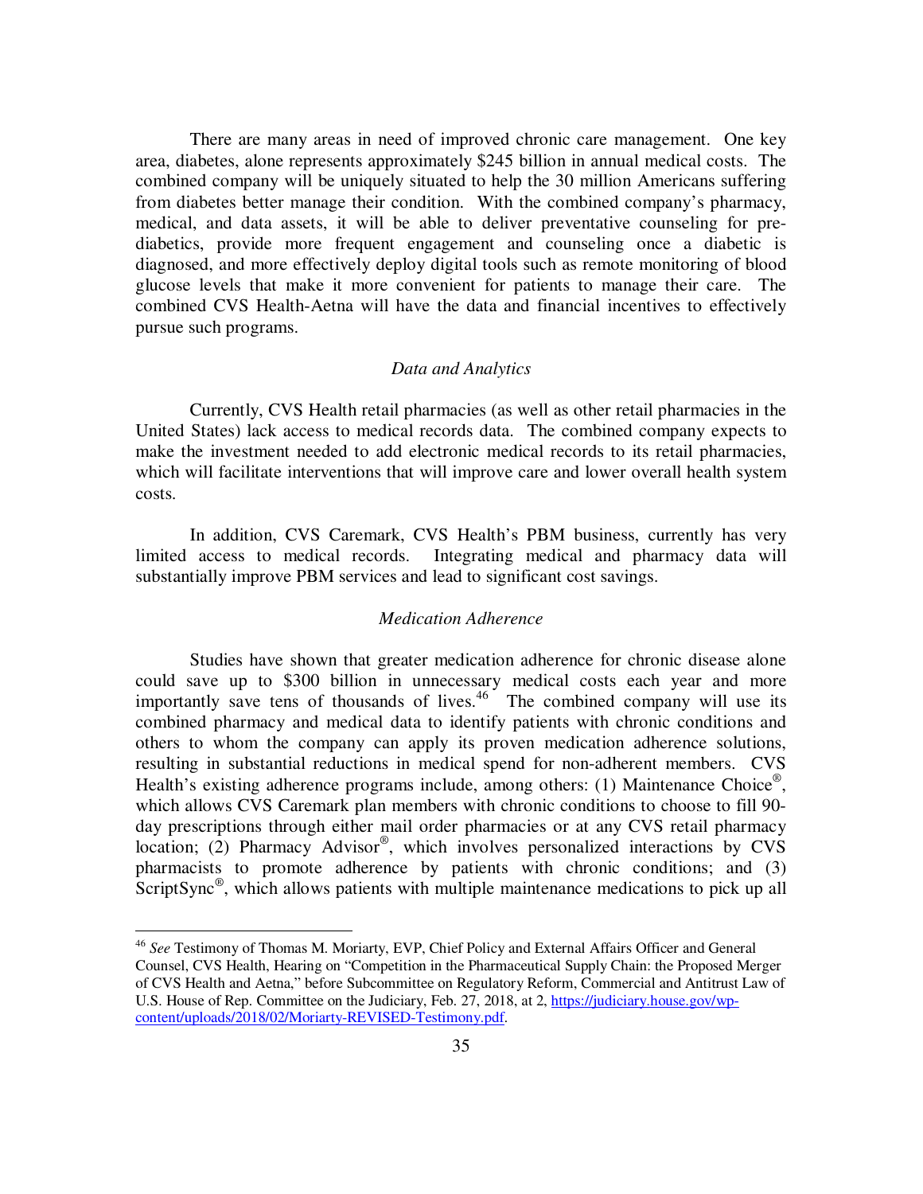There are many areas in need of improved chronic care management. One key area, diabetes, alone represents approximately $245 billion in annual medical costs. The combined company will be uniquely situated to help the 30 million Americans suffering from diabetes better manage their condition. With the combined company's pharmacy, medical, and data assets, it will be able to deliver preventative counseling for pre-diabetics, provide more frequent engagement and counseling once a diabetic is diagnosed, and more effectively deploy digital tools such as remote monitoring of blood glucose levels that make it more convenient for patients to manage their care. The combined CVS Health-Aetna will have the data and financial incentives to effectively pursue such programs.

*Data and Analytics*

Currently, CVS Health retail pharmacies (as well as other retail pharmacies in the United States) lack access to medical records data. The combined company expects to make the investment needed to add electronic medical records to its retail pharmacies, which will facilitate interventions that will improve care and lower overall health system costs.

In addition, CVS Caremark, CVS Health's PBM business, currently has very limited access to medical records. Integrating medical and pharmacy data will substantially improve PBM services and lead to significant cost savings.

*Medication Adherence*

Studies have shown that greater medication adherence for chronic disease alone could save up to $300 billion in unnecessary medical costs each year and more importantly save tens of thousands of lives.[46] The combined company will use its combined pharmacy and medical data to identify patients with chronic conditions and others to whom the company can apply its proven medication adherence solutions, resulting in substantial reductions in medical spend for non-adherent members. CVS Health's existing adherence programs include, among others: (1) Maintenance Choice®, which allows CVS Caremark plan members with chronic conditions to choose to fill 90-day prescriptions through either mail order pharmacies or at any CVS retail pharmacy location; (2) Pharmacy Advisor®, which involves personalized interactions by CVS pharmacists to promote adherence by patients with chronic conditions; and (3) ScriptSync®, which allows patients with multiple maintenance medications to pick up all

---

[46] *See* Testimony of Thomas M. Moriarty, EVP, Chief Policy and External Affairs Officer and General Counsel, CVS Health, Hearing on "Competition in the Pharmaceutical Supply Chain: the Proposed Merger of CVS Health and Aetna," before Subcommittee on Regulatory Reform, Commercial and Antitrust Law of U.S. House of Rep. Committee on the Judiciary, Feb. 27, 2018, at 2, https://judiciary.house.gov/wp-content/uploads/2018/02/Moriarty-REVISED-Testimony.pdf.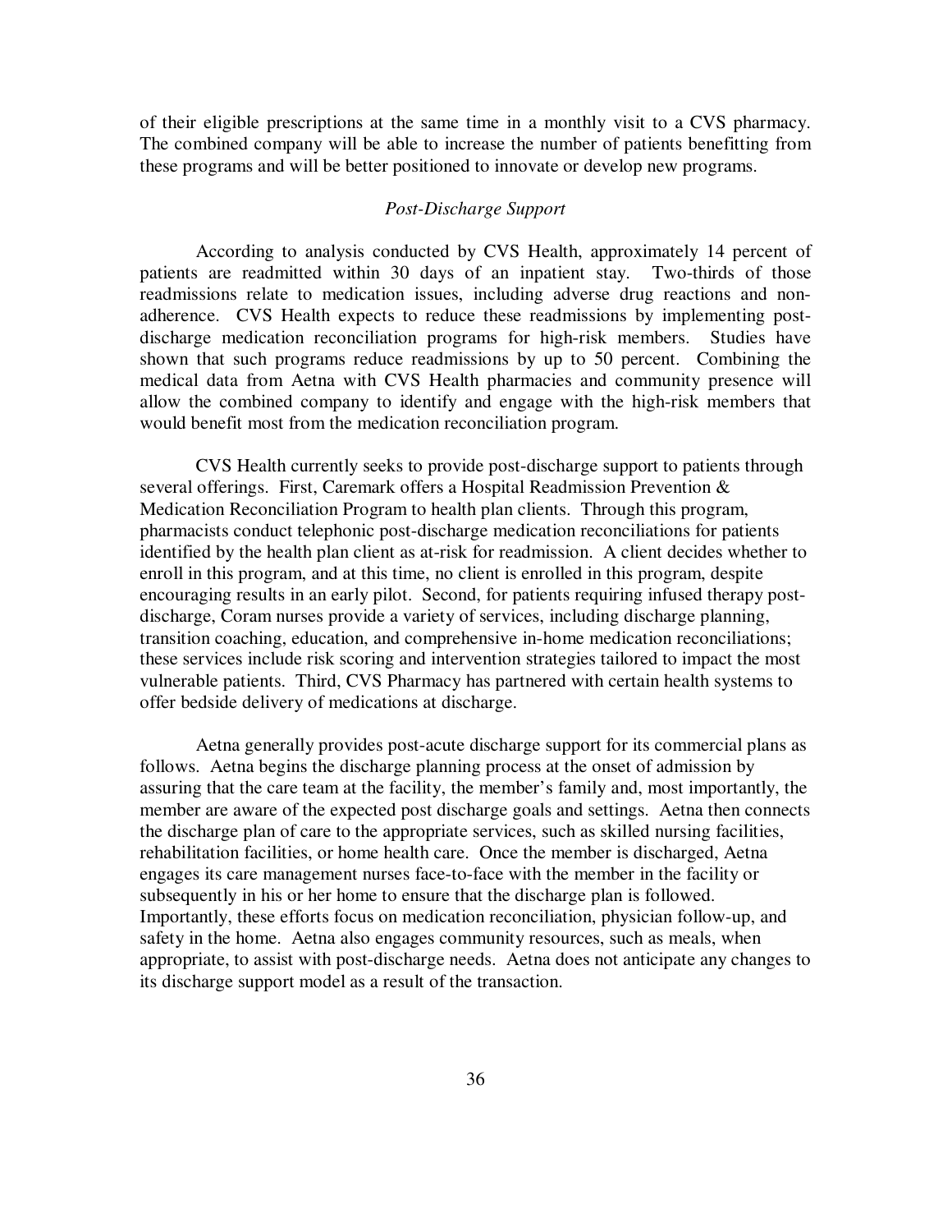of their eligible prescriptions at the same time in a monthly visit to a CVS pharmacy. The combined company will be able to increase the number of patients benefitting from these programs and will be better positioned to innovate or develop new programs.

*Post-Discharge Support*

According to analysis conducted by CVS Health, approximately 14 percent of patients are readmitted within 30 days of an inpatient stay. Two-thirds of those readmissions relate to medication issues, including adverse drug reactions and non-adherence. CVS Health expects to reduce these readmissions by implementing post-discharge medication reconciliation programs for high-risk members. Studies have shown that such programs reduce readmissions by up to 50 percent. Combining the medical data from Aetna with CVS Health pharmacies and community presence will allow the combined company to identify and engage with the high-risk members that would benefit most from the medication reconciliation program.

CVS Health currently seeks to provide post-discharge support to patients through several offerings. First, Caremark offers a Hospital Readmission Prevention & Medication Reconciliation Program to health plan clients. Through this program, pharmacists conduct telephonic post-discharge medication reconciliations for patients identified by the health plan client as at-risk for readmission. A client decides whether to enroll in this program, and at this time, no client is enrolled in this program, despite encouraging results in an early pilot. Second, for patients requiring infused therapy post-discharge, Coram nurses provide a variety of services, including discharge planning, transition coaching, education, and comprehensive in-home medication reconciliations; these services include risk scoring and intervention strategies tailored to impact the most vulnerable patients. Third, CVS Pharmacy has partnered with certain health systems to offer bedside delivery of medications at discharge.

Aetna generally provides post-acute discharge support for its commercial plans as follows. Aetna begins the discharge planning process at the onset of admission by assuring that the care team at the facility, the member's family and, most importantly, the member are aware of the expected post discharge goals and settings. Aetna then connects the discharge plan of care to the appropriate services, such as skilled nursing facilities, rehabilitation facilities, or home health care. Once the member is discharged, Aetna engages its care management nurses face-to-face with the member in the facility or subsequently in his or her home to ensure that the discharge plan is followed. Importantly, these efforts focus on medication reconciliation, physician follow-up, and safety in the home. Aetna also engages community resources, such as meals, when appropriate, to assist with post-discharge needs. Aetna does not anticipate any changes to its discharge support model as a result of the transaction.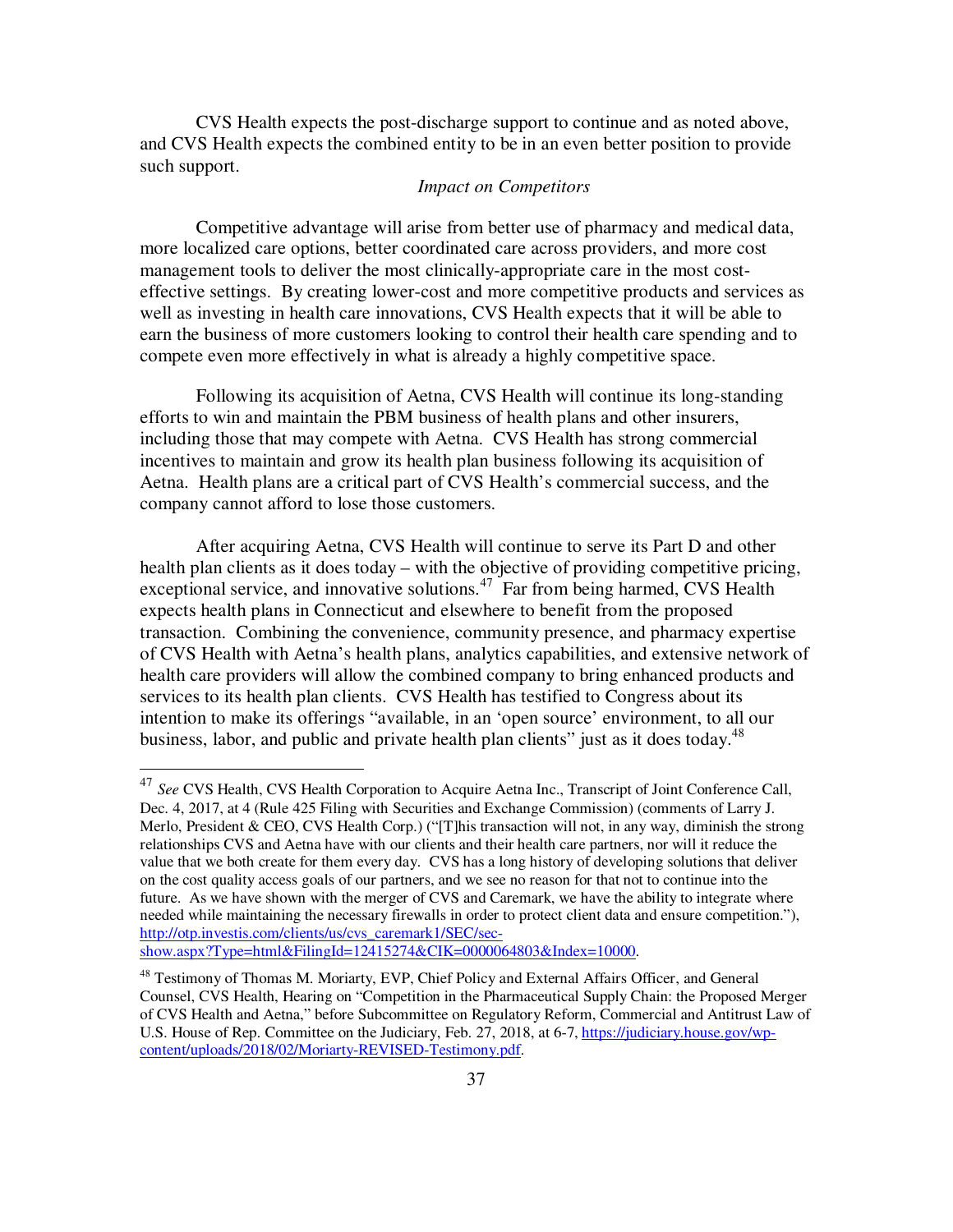CVS Health expects the post-discharge support to continue and as noted above, and CVS Health expects the combined entity to be in an even better position to provide such support.

*Impact on Competitors*

Competitive advantage will arise from better use of pharmacy and medical data, more localized care options, better coordinated care across providers, and more cost management tools to deliver the most clinically-appropriate care in the most cost-effective settings. By creating lower-cost and more competitive products and services as well as investing in health care innovations, CVS Health expects that it will be able to earn the business of more customers looking to control their health care spending and to compete even more effectively in what is already a highly competitive space.

Following its acquisition of Aetna, CVS Health will continue its long-standing efforts to win and maintain the PBM business of health plans and other insurers, including those that may compete with Aetna. CVS Health has strong commercial incentives to maintain and grow its health plan business following its acquisition of Aetna. Health plans are a critical part of CVS Health's commercial success, and the company cannot afford to lose those customers.

After acquiring Aetna, CVS Health will continue to serve its Part D and other health plan clients as it does today – with the objective of providing competitive pricing, exceptional service, and innovative solutions.[47] Far from being harmed, CVS Health expects health plans in Connecticut and elsewhere to benefit from the proposed transaction. Combining the convenience, community presence, and pharmacy expertise of CVS Health with Aetna's health plans, analytics capabilities, and extensive network of health care providers will allow the combined company to bring enhanced products and services to its health plan clients. CVS Health has testified to Congress about its intention to make its offerings "available, in an 'open source' environment, to all our business, labor, and public and private health plan clients" just as it does today.[48]

---

[47] *See* CVS Health, CVS Health Corporation to Acquire Aetna Inc., Transcript of Joint Conference Call, Dec. 4, 2017, at 4 (Rule 425 Filing with Securities and Exchange Commission) (comments of Larry J. Merlo, President & CEO, CVS Health Corp.) ("[T]his transaction will not, in any way, diminish the strong relationships CVS and Aetna have with our clients and their health care partners, nor will it reduce the value that we both create for them every day. CVS has a long history of developing solutions that deliver on the cost quality access goals of our partners, and we see no reason for that not to continue into the future. As we have shown with the merger of CVS and Caremark, we have the ability to integrate where needed while maintaining the necessary firewalls in order to protect client data and ensure competition."), http://otp.investis.com/clients/us/cvs_caremark1/SEC/sec-show.aspx?Type=html&FilingId=12415274&CIK=0000064803&Index=10000.

[48] Testimony of Thomas M. Moriarty, EVP, Chief Policy and External Affairs Officer, and General Counsel, CVS Health, Hearing on "Competition in the Pharmaceutical Supply Chain: the Proposed Merger of CVS Health and Aetna," before Subcommittee on Regulatory Reform, Commercial and Antitrust Law of U.S. House of Rep. Committee on the Judiciary, Feb. 27, 2018, at 6-7, https://judiciary.house.gov/wp-content/uploads/2018/02/Moriarty-REVISED-Testimony.pdf.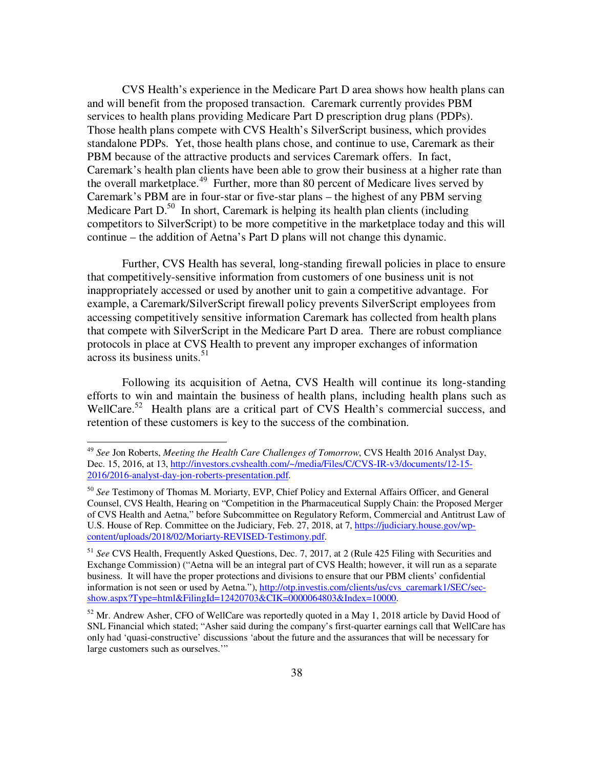CVS Health's experience in the Medicare Part D area shows how health plans can and will benefit from the proposed transaction. Caremark currently provides PBM services to health plans providing Medicare Part D prescription drug plans (PDPs). Those health plans compete with CVS Health's SilverScript business, which provides standalone PDPs. Yet, those health plans chose, and continue to use, Caremark as their PBM because of the attractive products and services Caremark offers. In fact, Caremark's health plan clients have been able to grow their business at a higher rate than the overall marketplace.[49] Further, more than 80 percent of Medicare lives served by Caremark's PBM are in four-star or five-star plans – the highest of any PBM serving Medicare Part D.[50] In short, Caremark is helping its health plan clients (including competitors to SilverScript) to be more competitive in the marketplace today and this will continue – the addition of Aetna's Part D plans will not change this dynamic.

Further, CVS Health has several, long-standing firewall policies in place to ensure that competitively-sensitive information from customers of one business unit is not inappropriately accessed or used by another unit to gain a competitive advantage. For example, a Caremark/SilverScript firewall policy prevents SilverScript employees from accessing competitively sensitive information Caremark has collected from health plans that compete with SilverScript in the Medicare Part D area. There are robust compliance protocols in place at CVS Health to prevent any improper exchanges of information across its business units.[51]

Following its acquisition of Aetna, CVS Health will continue its long-standing efforts to win and maintain the business of health plans, including health plans such as WellCare.[52] Health plans are a critical part of CVS Health's commercial success, and retention of these customers is key to the success of the combination.

---

[49] *See* Jon Roberts, *Meeting the Health Care Challenges of Tomorrow*, CVS Health 2016 Analyst Day, Dec. 15, 2016, at 13, http://investors.cvshealth.com/~/media/Files/C/CVS-IR-v3/documents/12-15-2016/2016-analyst-day-jon-roberts-presentation.pdf.

[50] *See* Testimony of Thomas M. Moriarty, EVP, Chief Policy and External Affairs Officer, and General Counsel, CVS Health, Hearing on "Competition in the Pharmaceutical Supply Chain: the Proposed Merger of CVS Health and Aetna," before Subcommittee on Regulatory Reform, Commercial and Antitrust Law of U.S. House of Rep. Committee on the Judiciary, Feb. 27, 2018, at 7, https://judiciary.house.gov/wp-content/uploads/2018/02/Moriarty-REVISED-Testimony.pdf.

[51] *See* CVS Health, Frequently Asked Questions, Dec. 7, 2017, at 2 (Rule 425 Filing with Securities and Exchange Commission) ("Aetna will be an integral part of CVS Health; however, it will run as a separate business. It will have the proper protections and divisions to ensure that our PBM clients' confidential information is not seen or used by Aetna."), http://otp.investis.com/clients/us/cvs_caremark1/SEC/sec-show.aspx?Type=html&FilingId=12420703&CIK=0000064803&Index=10000.

[52] Mr. Andrew Asher, CFO of WellCare was reportedly quoted in a May 1, 2018 article by David Hood of SNL Financial which stated; "Asher said during the company's first-quarter earnings call that WellCare has only had 'quasi-constructive' discussions 'about the future and the assurances that will be necessary for large customers such as ourselves.'"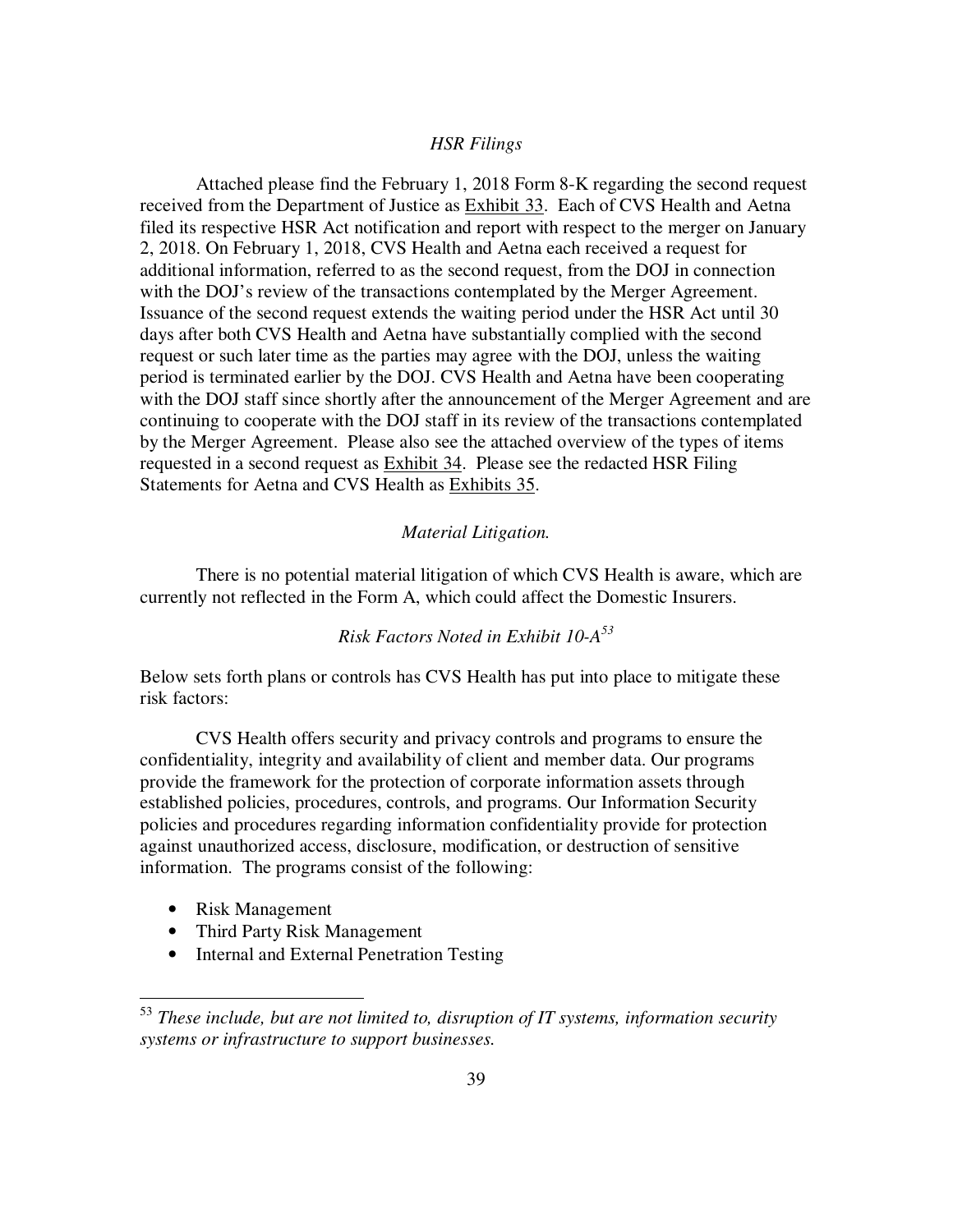*HSR Filings*

Attached please find the February 1, 2018 Form 8-K regarding the second request received from the Department of Justice as Exhibit 33. Each of CVS Health and Aetna filed its respective HSR Act notification and report with respect to the merger on January 2, 2018. On February 1, 2018, CVS Health and Aetna each received a request for additional information, referred to as the second request, from the DOJ in connection with the DOJ's review of the transactions contemplated by the Merger Agreement. Issuance of the second request extends the waiting period under the HSR Act until 30 days after both CVS Health and Aetna have substantially complied with the second request or such later time as the parties may agree with the DOJ, unless the waiting period is terminated earlier by the DOJ. CVS Health and Aetna have been cooperating with the DOJ staff since shortly after the announcement of the Merger Agreement and are continuing to cooperate with the DOJ staff in its review of the transactions contemplated by the Merger Agreement. Please also see the attached overview of the types of items requested in a second request as Exhibit 34. Please see the redacted HSR Filing Statements for Aetna and CVS Health as Exhibits 35.

*Material Litigation.*

There is no potential material litigation of which CVS Health is aware, which are currently not reflected in the Form A, which could affect the Domestic Insurers.

*Risk Factors Noted in Exhibit 10-A*[53]

Below sets forth plans or controls has CVS Health has put into place to mitigate these risk factors:

CVS Health offers security and privacy controls and programs to ensure the confidentiality, integrity and availability of client and member data. Our programs provide the framework for the protection of corporate information assets through established policies, procedures, controls, and programs. Our Information Security policies and procedures regarding information confidentiality provide for protection against unauthorized access, disclosure, modification, or destruction of sensitive information. The programs consist of the following:

- Risk Management
- Third Party Risk Management
- Internal and External Penetration Testing

[53] *These include, but are not limited to, disruption of IT systems, information security systems or infrastructure to support businesses.*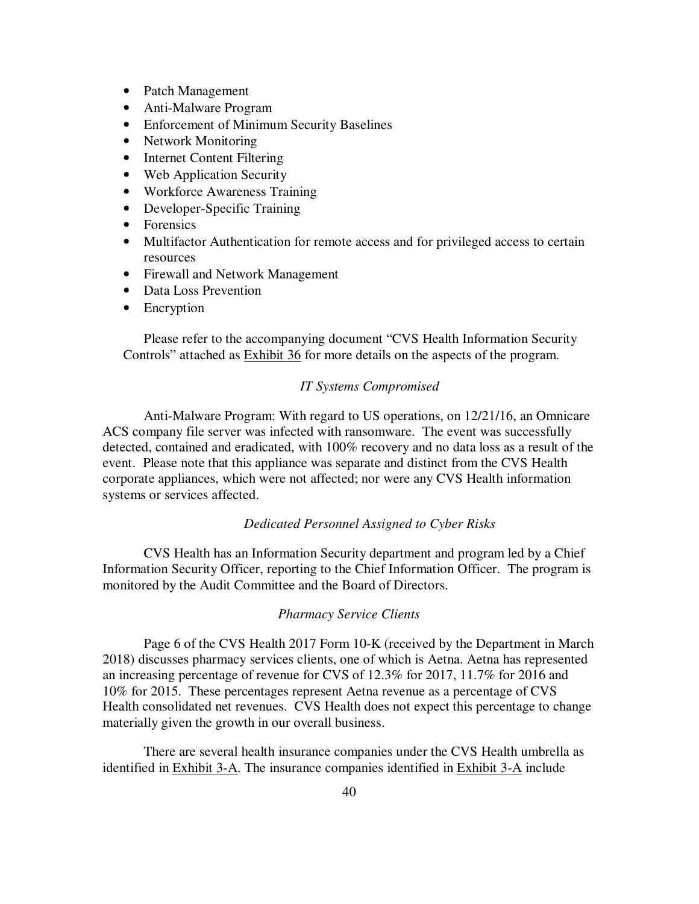- Patch Management
- Anti-Malware Program
- Enforcement of Minimum Security Baselines
- Network Monitoring
- Internet Content Filtering
- Web Application Security
- Workforce Awareness Training
- Developer-Specific Training
- Forensics
- Multifactor Authentication for remote access and for privileged access to certain resources
- Firewall and Network Management
- Data Loss Prevention
- Encryption

Please refer to the accompanying document "CVS Health Information Security Controls" attached as Exhibit 36 for more details on the aspects of the program.

*IT Systems Compromised*

Anti-Malware Program: With regard to US operations, on 12/21/16, an Omnicare ACS company file server was infected with ransomware. The event was successfully detected, contained and eradicated, with 100% recovery and no data loss as a result of the event. Please note that this appliance was separate and distinct from the CVS Health corporate appliances, which were not affected; nor were any CVS Health information systems or services affected.

*Dedicated Personnel Assigned to Cyber Risks*

CVS Health has an Information Security department and program led by a Chief Information Security Officer, reporting to the Chief Information Officer. The program is monitored by the Audit Committee and the Board of Directors.

*Pharmacy Service Clients*

Page 6 of the CVS Health 2017 Form 10-K (received by the Department in March 2018) discusses pharmacy services clients, one of which is Aetna. Aetna has represented an increasing percentage of revenue for CVS of 12.3% for 2017, 11.7% for 2016 and 10% for 2015. These percentages represent Aetna revenue as a percentage of CVS Health consolidated net revenues. CVS Health does not expect this percentage to change materially given the growth in our overall business.

There are several health insurance companies under the CVS Health umbrella as identified in Exhibit 3-A. The insurance companies identified in Exhibit 3-A include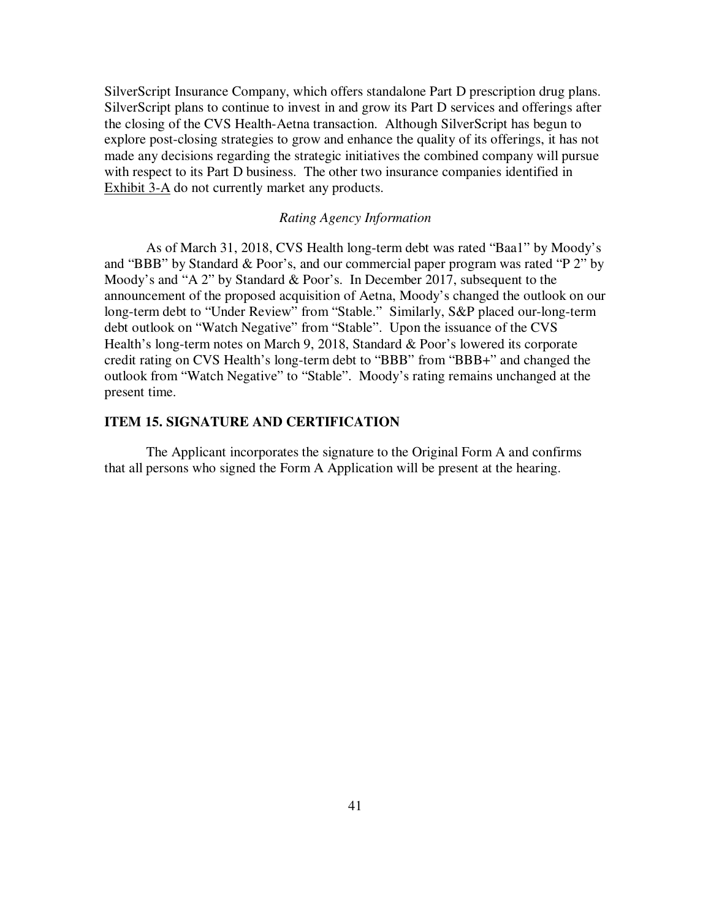SilverScript Insurance Company, which offers standalone Part D prescription drug plans. SilverScript plans to continue to invest in and grow its Part D services and offerings after the closing of the CVS Health-Aetna transaction. Although SilverScript has begun to explore post-closing strategies to grow and enhance the quality of its offerings, it has not made any decisions regarding the strategic initiatives the combined company will pursue with respect to its Part D business. The other two insurance companies identified in Exhibit 3-A do not currently market any products.

*Rating Agency Information*

As of March 31, 2018, CVS Health long-term debt was rated "Baa1" by Moody's and "BBB" by Standard & Poor's, and our commercial paper program was rated "P 2" by Moody's and "A 2" by Standard & Poor's. In December 2017, subsequent to the announcement of the proposed acquisition of Aetna, Moody's changed the outlook on our long-term debt to "Under Review" from "Stable." Similarly, S&P placed our-long-term debt outlook on "Watch Negative" from "Stable". Upon the issuance of the CVS Health's long-term notes on March 9, 2018, Standard & Poor's lowered its corporate credit rating on CVS Health's long-term debt to "BBB" from "BBB+" and changed the outlook from "Watch Negative" to "Stable". Moody's rating remains unchanged at the present time.

## ITEM 15. SIGNATURE AND CERTIFICATION

The Applicant incorporates the signature to the Original Form A and confirms that all persons who signed the Form A Application will be present at the hearing.